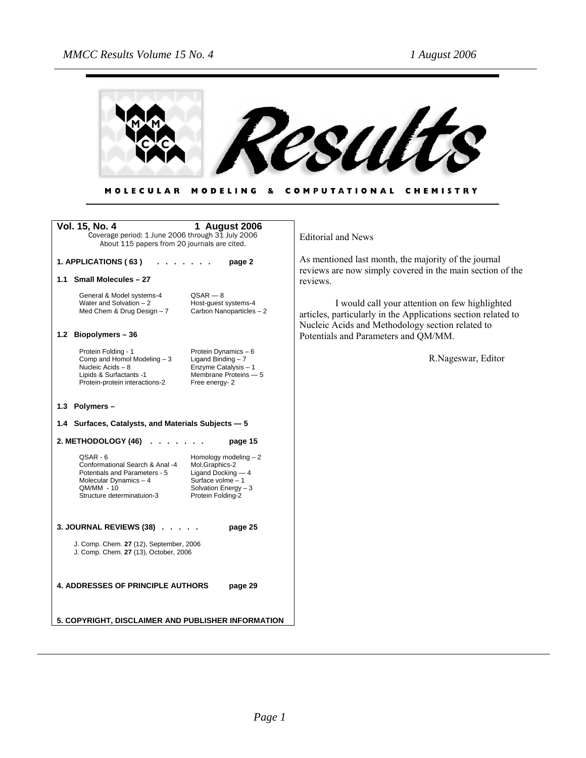# Results

MOLECULAR MODELING & COMPUTATIONAL CHEMISTRY

**Vol. 15, No. 4** **1 August 2006**

Coverage period: 1 June 2006 through 31 July 2006
About 115 papers from 20 journals are cited.

**1. APPLICATIONS ( 63 ) . . . . . . . page 2**

**1.1 Small Molecules – 27**

| | |
|---|---|
| General & Model systems-4 | QSAR — 8 |
| Water and Solvation – 2 | Host-guest systems-4 |
| Med Chem & Drug Design – 7 | Carbon Nanoparticles – 2 |

**1.2 Biopolymers – 36**

| | |
|---|---|
| Protein Folding - 1 | Protein Dynamics – 6 |
| Comp and Homol Modeling – 3 | Ligand Binding – 7 |
| Nucleic Acids – 8 | Enzyme Catalysis – 1 |
| Lipids & Surfactants -1 | Membrane Proteins — 5 |
| Protein-protein interactions-2 | Free energy- 2 |

**1.3 Polymers –**

**1.4 Surfaces, Catalysts, and Materials Subjects — 5**

**2. METHODOLOGY (46) . . . . . . . page 15**

| | |
|---|---|
| QSAR - 6 | Homology modeling – 2 |
| Conformational Search & Anal -4 | Mol.Graphics-2 |
| Potentials and Parameters - 5 | Ligand Docking — 4 |
| Molecular Dynamics – 4 | Surface volme – 1 |
| QM/MM - 10 | Solvation Energy – 3 |
| Structure determinatuion-3 | Protein Folding-2 |

**3. JOURNAL REVIEWS (38) . . . . . page 25**

J. Comp. Chem. **27** (12), September, 2006
J. Comp. Chem. **27** (13), October, 2006

**4. ADDRESSES OF PRINCIPLE AUTHORS page 29**

**5. COPYRIGHT, DISCLAIMER AND PUBLISHER INFORMATION**

Editorial and News

As mentioned last month, the majority of the journal reviews are now simply covered in the main section of the reviews.

I would call your attention on few highlighted articles, particularly in the Applications section related to Nucleic Acids and Methodology section related to Potentials and Parameters and QM/MM.

R.Nageswar, Editor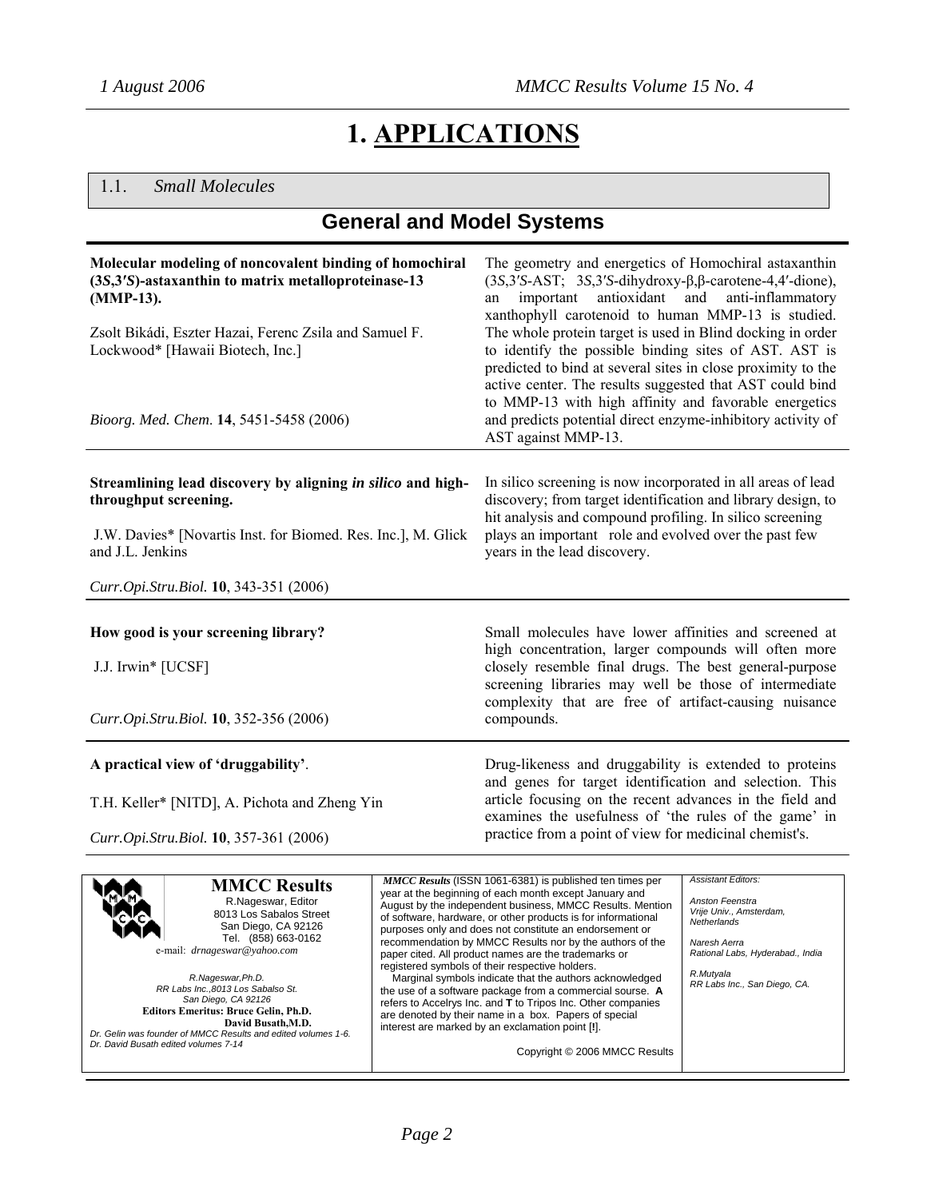# 1. APPLICATIONS

## 1.1. *Small Molecules*

### General and Model Systems

**Molecular modeling of noncovalent binding of homochiral (3*S*,3′*S*)-astaxanthin to matrix metalloproteinase-13 (MMP-13).**

Zsolt Bikádi, Eszter Hazai, Ferenc Zsila and Samuel F. Lockwood* [Hawaii Biotech, Inc.]

*Bioorg. Med. Chem.* **14**, 5451-5458 (2006)

The geometry and energetics of Homochiral astaxanthin (3*S*,3′*S*-AST; 3*S*,3′*S*-dihydroxy-β,β-carotene-4,4′-dione), an important antioxidant and anti-inflammatory xanthophyll carotenoid to human MMP-13 is studied. The whole protein target is used in Blind docking in order to identify the possible binding sites of AST. AST is predicted to bind at several sites in close proximity to the active center. The results suggested that AST could bind to MMP-13 with high affinity and favorable energetics and predicts potential direct enzyme-inhibitory activity of AST against MMP-13.

---

**Streamlining lead discovery by aligning *in silico* and high-throughput screening.**

J.W. Davies* [Novartis Inst. for Biomed. Res. Inc.], M. Glick and J.L. Jenkins

*Curr.Opi.Stru.Biol.* **10**, 343-351 (2006)

In silico screening is now incorporated in all areas of lead discovery; from target identification and library design, to hit analysis and compound profiling. In silico screening plays an important role and evolved over the past few years in the lead discovery.

---

**How good is your screening library?**

J.J. Irwin* [UCSF]

*Curr.Opi.Stru.Biol.* **10**, 352-356 (2006)

Small molecules have lower affinities and screened at high concentration, larger compounds will often more closely resemble final drugs. The best general-purpose screening libraries may well be those of intermediate complexity that are free of artifact-causing nuisance compounds.

---

**A practical view of 'druggability'**.

T.H. Keller* [NITD], A. Pichota and Zheng Yin

*Curr.Opi.Stru.Biol.* **10**, 357-361 (2006)

Drug-likeness and druggability is extended to proteins and genes for target identification and selection. This article focusing on the recent advances in the field and examines the usefulness of 'the rules of the game' in practice from a point of view for medicinal chemist's.

---

**MMCC Results**
R.Nageswar, Editor
8013 Los Sabalos Street
San Diego, CA 92126
Tel. (858) 663-0162
e-mail: *drnageswar@yahoo.com*

*R.Nageswar,Ph.D.*
*RR Labs Inc.,8013 Los Sabalso St.*
*San Diego, CA 92126*
**Editors Emeritus: Bruce Gelin, Ph.D.**
**David Busath,M.D.**
*Dr. Gelin was founder of MMCC Results and edited volumes 1-6.*
*Dr. David Busath edited volumes 7-14*

***MMCC Results*** (ISSN 1061-6381) is published ten times per year at the beginning of each month except January and August by the independent business, MMCC Results. Mention of software, hardware, or other products is for informational purposes only and does not constitute an endorsement or recommendation by MMCC Results nor by the authors of the paper cited. All product names are the trademarks or registered symbols of their respective holders.

Marginal symbols indicate that the authors acknowledged the use of a software package from a commercial sourse. **A** refers to Accelrys Inc. and **T** to Tripos Inc. Other companies are denoted by their name in a box. Papers of special interest are marked by an exclamation point [**!**].

Copyright © 2006 MMCC Results

*Assistant Editors:*

*Anston Feenstra*
*Vrije Univ., Amsterdam, Netherlands*

*Naresh Aerra*
*Rational Labs, Hyderabad., India*

*R.Mutyala*
*RR Labs Inc., San Diego, CA.*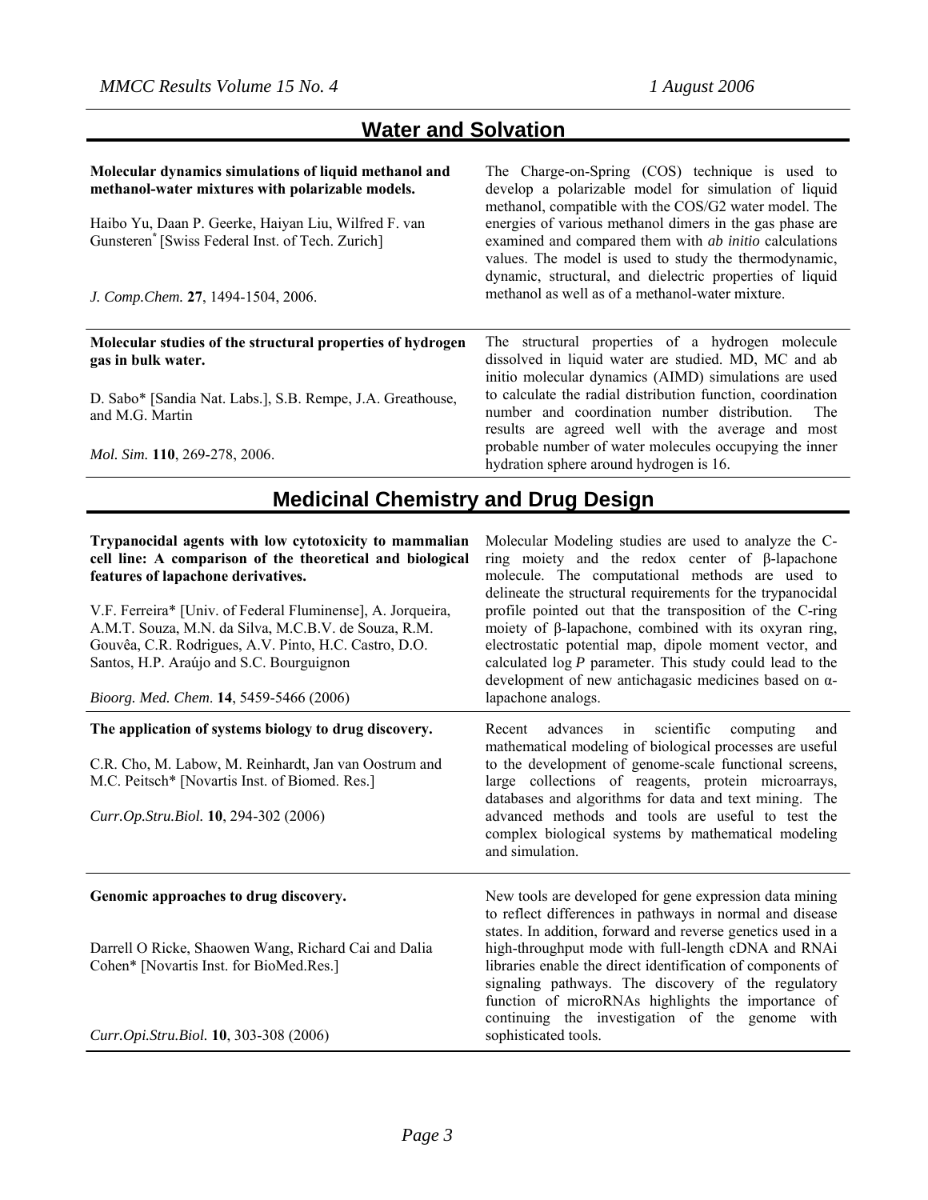## Water and Solvation

**Molecular dynamics simulations of liquid methanol and methanol-water mixtures with polarizable models.**

Haibo Yu, Daan P. Geerke, Haiyan Liu, Wilfred F. van Gunsteren* [Swiss Federal Inst. of Tech. Zurich]

*J. Comp.Chem.* **27**, 1494-1504, 2006.

The Charge-on-Spring (COS) technique is used to develop a polarizable model for simulation of liquid methanol, compatible with the COS/G2 water model. The energies of various methanol dimers in the gas phase are examined and compared them with *ab initio* calculations values. The model is used to study the thermodynamic, dynamic, structural, and dielectric properties of liquid methanol as well as of a methanol-water mixture.

---

**Molecular studies of the structural properties of hydrogen gas in bulk water.**

D. Sabo* [Sandia Nat. Labs.], S.B. Rempe, J.A. Greathouse, and M.G. Martin

*Mol. Sim.* **110**, 269-278, 2006.

The structural properties of a hydrogen molecule dissolved in liquid water are studied. MD, MC and ab initio molecular dynamics (AIMD) simulations are used to calculate the radial distribution function, coordination number and coordination number distribution. The results are agreed well with the average and most probable number of water molecules occupying the inner hydration sphere around hydrogen is 16.

## Medicinal Chemistry and Drug Design

**Trypanocidal agents with low cytotoxicity to mammalian cell line: A comparison of the theoretical and biological features of lapachone derivatives.**

V.F. Ferreira* [Univ. of Federal Fluminense], A. Jorqueira, A.M.T. Souza, M.N. da Silva, M.C.B.V. de Souza, R.M. Gouvêa, C.R. Rodrigues, A.V. Pinto, H.C. Castro, D.O. Santos, H.P. Araújo and S.C. Bourguignon

*Bioorg. Med. Chem.* **14**, 5459-5466 (2006)

Molecular Modeling studies are used to analyze the C-ring moiety and the redox center of β-lapachone molecule. The computational methods are used to delineate the structural requirements for the trypanocidal profile pointed out that the transposition of the C-ring moiety of β-lapachone, combined with its oxyran ring, electrostatic potential map, dipole moment vector, and calculated log *P* parameter. This study could lead to the development of new antichagasic medicines based on α-lapachone analogs.

---

**The application of systems biology to drug discovery.**

C.R. Cho, M. Labow, M. Reinhardt, Jan van Oostrum and M.C. Peitsch* [Novartis Inst. of Biomed. Res.]

*Curr.Op.Stru.Biol.* **10**, 294-302 (2006)

Recent advances in scientific computing and mathematical modeling of biological processes are useful to the development of genome-scale functional screens, large collections of reagents, protein microarrays, databases and algorithms for data and text mining. The advanced methods and tools are useful to test the complex biological systems by mathematical modeling and simulation.

---

**Genomic approaches to drug discovery.**

Darrell O Ricke, Shaowen Wang, Richard Cai and Dalia Cohen* [Novartis Inst. for BioMed.Res.]

*Curr.Opi.Stru.Biol.* **10**, 303-308 (2006)

New tools are developed for gene expression data mining to reflect differences in pathways in normal and disease states. In addition, forward and reverse genetics used in a high-throughput mode with full-length cDNA and RNAi libraries enable the direct identification of components of signaling pathways. The discovery of the regulatory function of microRNAs highlights the importance of continuing the investigation of the genome with sophisticated tools.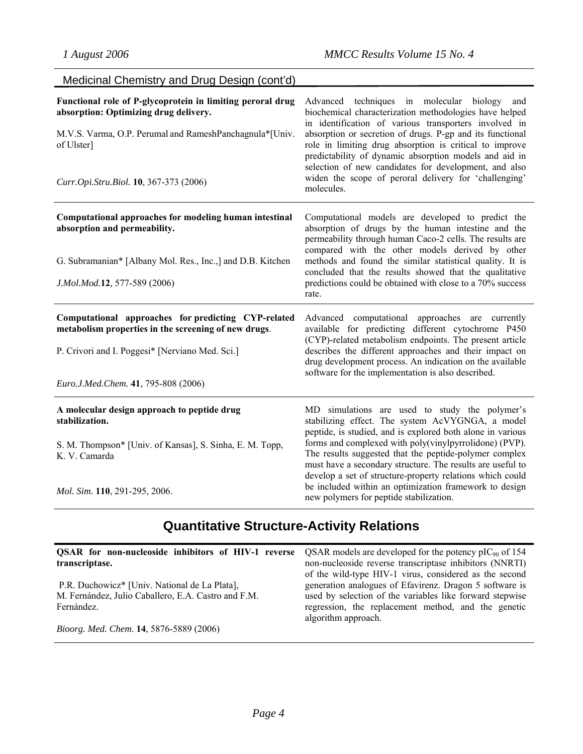## Medicinal Chemistry and Drug Design (cont'd)

**Functional role of P-glycoprotein in limiting peroral drug absorption: Optimizing drug delivery.**

M.V.S. Varma, O.P. Perumal and RameshPanchagnula*[Univ. of Ulster]

*Curr.Opi.Stru.Biol.* **10**, 367-373 (2006)

Advanced techniques in molecular biology and biochemical characterization methodologies have helped in identification of various transporters involved in absorption or secretion of drugs. P-gp and its functional role in limiting drug absorption is critical to improve predictability of dynamic absorption models and aid in selection of new candidates for development, and also widen the scope of peroral delivery for 'challenging' molecules.

---

**Computational approaches for modeling human intestinal absorption and permeability.**

G. Subramanian* [Albany Mol. Res., Inc.,] and D.B. Kitchen

*J.Mol.Mod.***12***,* 577-589 (2006)

Computational models are developed to predict the absorption of drugs by the human intestine and the permeability through human Caco-2 cells. The results are compared with the other models derived by other methods and found the similar statistical quality. It is concluded that the results showed that the qualitative predictions could be obtained with close to a 70% success rate.

---

**Computational approaches for predicting CYP-related metabolism properties in the screening of new drugs**.

P. Crivori and I. Poggesi* [Nerviano Med. Sci.]

*Euro.J.Med.Chem.* **41**, 795-808 (2006)

Advanced computational approaches are currently available for predicting different cytochrome P450 (CYP)-related metabolism endpoints. The present article describes the different approaches and their impact on drug development process. An indication on the available software for the implementation is also described.

---

**A molecular design approach to peptide drug stabilization.**

S. M. Thompson* [Univ. of Kansas], S. Sinha, E. M. Topp, K. V. Camarda

*Mol. Sim.* **110**, 291-295, 2006.

MD simulations are used to study the polymer's stabilizing effect. The system AcVYGNGA, a model peptide, is studied, and is explored both alone in various forms and complexed with poly(vinylpyrrolidone) (PVP). The results suggested that the peptide-polymer complex must have a secondary structure. The results are useful to develop a set of structure-property relations which could be included within an optimization framework to design new polymers for peptide stabilization.

# Quantitative Structure-Activity Relations

**QSAR for non-nucleoside inhibitors of HIV-1 reverse transcriptase.**

P.R. Duchowicz* [Univ. National de La Plata], M. Fernández, Julio Caballero, E.A. Castro and F.M. Fernández.

*Bioorg. Med. Chem.* **14**, 5876-5889 (2006)

QSAR models are developed for the potency $pIC_{90}$ of 154 non-nucleoside reverse transcriptase inhibitors (NNRTI) of the wild-type HIV-1 virus, considered as the second generation analogues of Efavirenz. Dragon 5 software is used by selection of the variables like forward stepwise regression, the replacement method, and the genetic algorithm approach.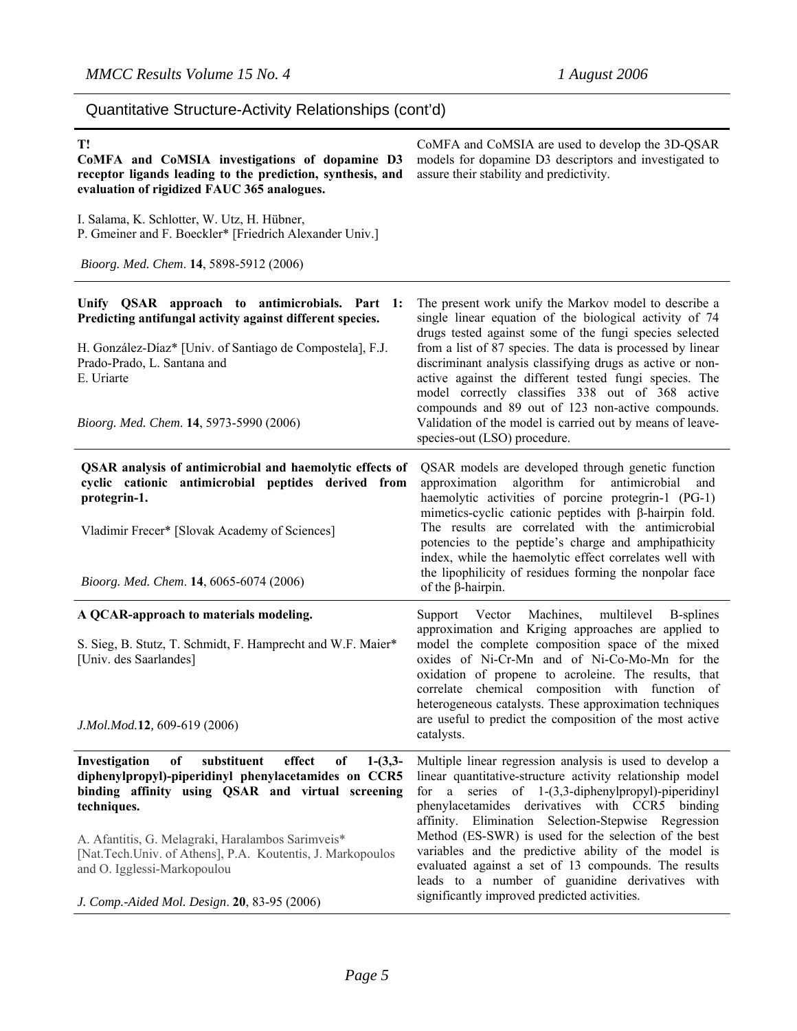## Quantitative Structure-Activity Relationships (cont'd)

| | |
|---|---|
| **T!**<br>**CoMFA and CoMSIA investigations of dopamine D3 receptor ligands leading to the prediction, synthesis, and evaluation of rigidized FAUC 365 analogues.**<br><br>I. Salama, K. Schlotter, W. Utz, H. Hübner, P. Gmeiner and F. Boeckler* [Friedrich Alexander Univ.]<br><br>*Bioorg. Med. Chem*. **14**, 5898-5912 (2006) | CoMFA and CoMSIA are used to develop the 3D-QSAR models for dopamine D3 descriptors and investigated to assure their stability and predictivity. |
| **Unify QSAR approach to antimicrobials. Part 1: Predicting antifungal activity against different species.**<br><br>H. González-Díaz* [Univ. of Santiago de Compostela], F.J. Prado-Prado, L. Santana and E. Uriarte<br><br>*Bioorg. Med. Chem*. **14**, 5973-5990 (2006) | The present work unify the Markov model to describe a single linear equation of the biological activity of 74 drugs tested against some of the fungi species selected from a list of 87 species. The data is processed by linear discriminant analysis classifying drugs as active or non-active against the different tested fungi species. The model correctly classifies 338 out of 368 active compounds and 89 out of 123 non-active compounds. Validation of the model is carried out by means of leave-species-out (LSO) procedure. |
| **QSAR analysis of antimicrobial and haemolytic effects of cyclic cationic antimicrobial peptides derived from protegrin-1.**<br><br>Vladimir Frecer* [Slovak Academy of Sciences]<br><br>*Bioorg. Med. Chem*. **14**, 6065-6074 (2006) | QSAR models are developed through genetic function approximation algorithm for antimicrobial and haemolytic activities of porcine protegrin-1 (PG-1) mimetics-cyclic cationic peptides with β-hairpin fold. The results are correlated with the antimicrobial potencies to the peptide's charge and amphipathicity index, while the haemolytic effect correlates well with the lipophilicity of residues forming the nonpolar face of the β-hairpin. |
| **A QCAR-approach to materials modeling.**<br><br>S. Sieg, B. Stutz, T. Schmidt, F. Hamprecht and W.F. Maier* [Univ. des Saarlandes]<br><br>*J.Mol.Mod.***12**, 609-619 (2006) | Support Vector Machines, multilevel B-splines approximation and Kriging approaches are applied to model the complete composition space of the mixed oxides of Ni-Cr-Mn and of Ni-Co-Mo-Mn for the oxidation of propene to acroleine. The results, that correlate chemical composition with function of heterogeneous catalysts. These approximation techniques are useful to predict the composition of the most active catalysts. |
| **Investigation of substituent effect of 1-(3,3-diphenylpropyl)-piperidinyl phenylacetamides on CCR5 binding affinity using QSAR and virtual screening techniques.**<br><br>A. Afantitis, G. Melagraki, Haralambos Sarimveis* [Nat.Tech.Univ. of Athens], P.A. Koutentis, J. Markopoulos and O. Igglessi-Markopoulou<br><br>*J. Comp.-Aided Mol. Design*. **20**, 83-95 (2006) | Multiple linear regression analysis is used to develop a linear quantitative-structure activity relationship model for a series of 1-(3,3-diphenylpropyl)-piperidinyl phenylacetamides derivatives with CCR5 binding affinity. Elimination Selection-Stepwise Regression Method (ES-SWR) is used for the selection of the best variables and the predictive ability of the model is evaluated against a set of 13 compounds. The results leads to a number of guanidine derivatives with significantly improved predicted activities. |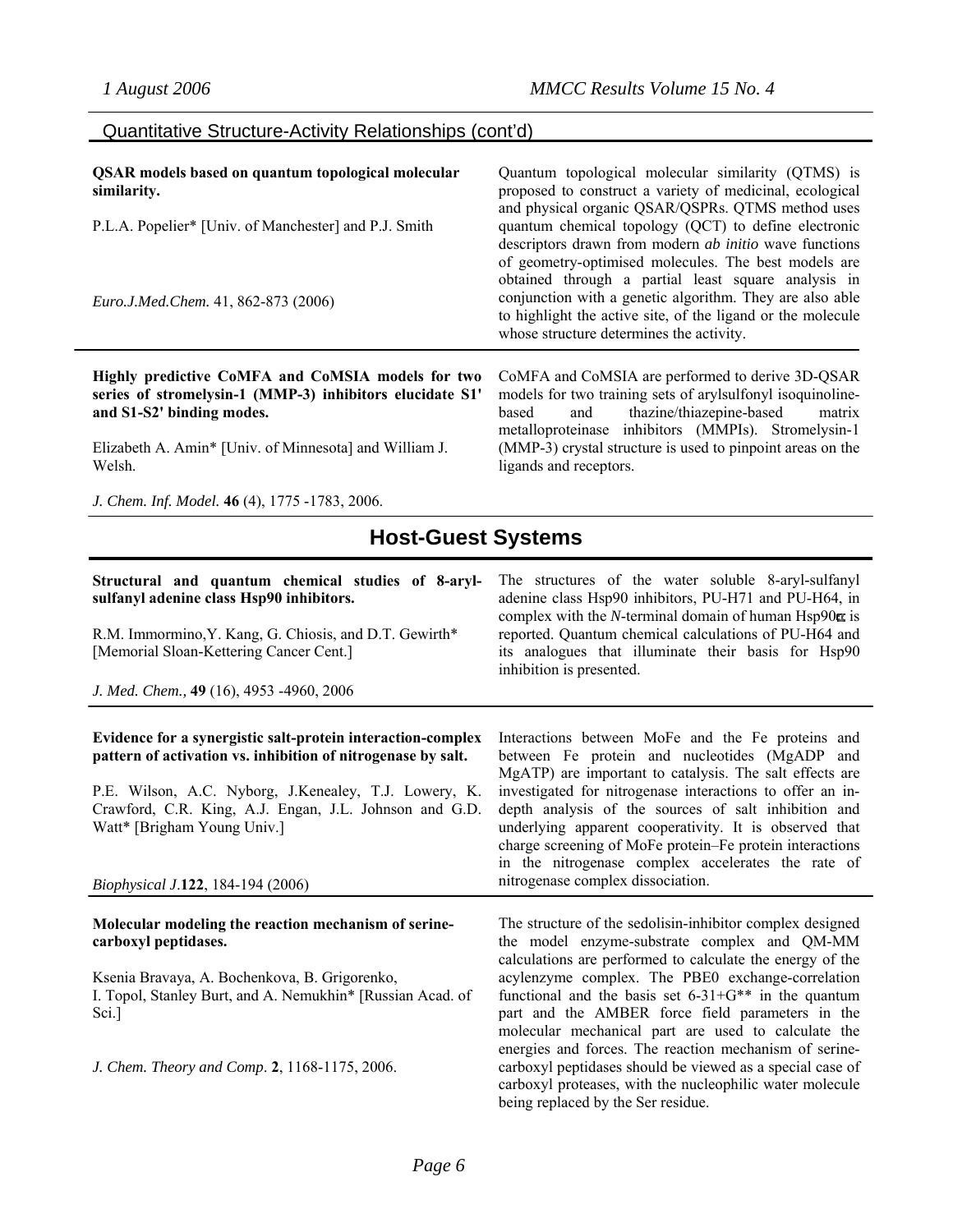## Quantitative Structure-Activity Relationships (cont'd)

**QSAR models based on quantum topological molecular similarity.**

P.L.A. Popelier* [Univ. of Manchester] and P.J. Smith

*Euro.J.Med.Chem.* 41, 862-873 (2006)

Quantum topological molecular similarity (QTMS) is proposed to construct a variety of medicinal, ecological and physical organic QSAR/QSPRs. QTMS method uses quantum chemical topology (QCT) to define electronic descriptors drawn from modern *ab initio* wave functions of geometry-optimised molecules. The best models are obtained through a partial least square analysis in conjunction with a genetic algorithm. They are also able to highlight the active site, of the ligand or the molecule whose structure determines the activity.

---

**Highly predictive CoMFA and CoMSIA models for two series of stromelysin-1 (MMP-3) inhibitors elucidate S1' and S1-S2' binding modes.**

Elizabeth A. Amin* [Univ. of Minnesota] and William J. Welsh.

*J. Chem. Inf. Model.* **46** (4), 1775 -1783, 2006.

CoMFA and CoMSIA are performed to derive 3D-QSAR models for two training sets of arylsulfonyl isoquinoline-based and thazine/thiazepine-based matrix metalloproteinase inhibitors (MMPIs). Stromelysin-1 (MMP-3) crystal structure is used to pinpoint areas on the ligands and receptors.

# Host-Guest Systems

**Structural and quantum chemical studies of 8-aryl-sulfanyl adenine class Hsp90 inhibitors.**

R.M. Immormino,Y. Kang, G. Chiosis, and D.T. Gewirth* [Memorial Sloan-Kettering Cancer Cent.]

*J. Med. Chem.,* **49** (16), 4953 -4960, 2006

The structures of the water soluble 8-aryl-sulfanyl adenine class Hsp90 inhibitors, PU-H71 and PU-H64, in complex with the *N*-terminal domain of human Hsp90α is reported. Quantum chemical calculations of PU-H64 and its analogues that illuminate their basis for Hsp90 inhibition is presented.

---

**Evidence for a synergistic salt-protein interaction-complex pattern of activation vs. inhibition of nitrogenase by salt.**

P.E. Wilson, A.C. Nyborg, J.Kenealey, T.J. Lowery, K. Crawford, C.R. King, A.J. Engan, J.L. Johnson and G.D. Watt* [Brigham Young Univ.]

*Biophysical J.***122**, 184-194 (2006)

Interactions between MoFe and the Fe proteins and between Fe protein and nucleotides (MgADP and MgATP) are important to catalysis. The salt effects are investigated for nitrogenase interactions to offer an in-depth analysis of the sources of salt inhibition and underlying apparent cooperativity. It is observed that charge screening of MoFe protein–Fe protein interactions in the nitrogenase complex accelerates the rate of nitrogenase complex dissociation.

---

**Molecular modeling the reaction mechanism of serine-carboxyl peptidases.**

Ksenia Bravaya, A. Bochenkova, B. Grigorenko, I. Topol, Stanley Burt, and A. Nemukhin* [Russian Acad. of Sci.]

*J. Chem. Theory and Comp*. **2**, 1168-1175, 2006.

The structure of the sedolisin-inhibitor complex designed the model enzyme-substrate complex and QM-MM calculations are performed to calculate the energy of the acylenzyme complex. The PBE0 exchange-correlation functional and the basis set 6-31+G** in the quantum part and the AMBER force field parameters in the molecular mechanical part are used to calculate the energies and forces. The reaction mechanism of serine-carboxyl peptidases should be viewed as a special case of carboxyl proteases, with the nucleophilic water molecule being replaced by the Ser residue.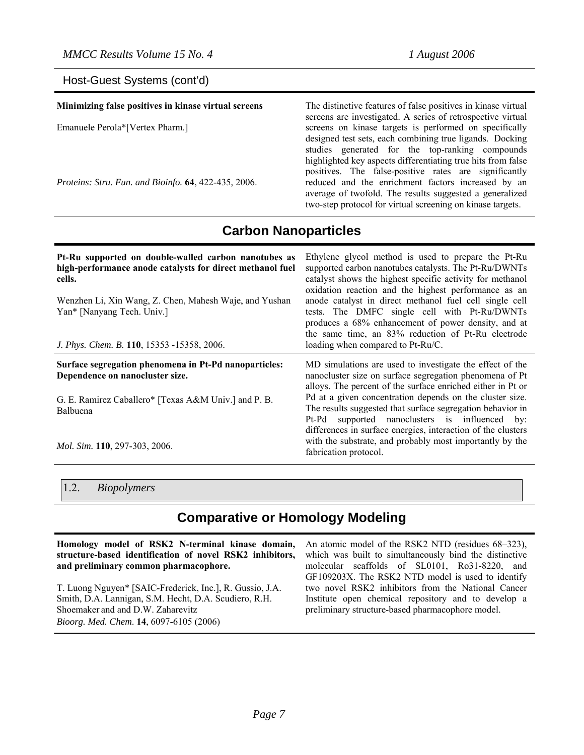## Host-Guest Systems (cont'd)

**Minimizing false positives in kinase virtual screens**

Emanuele Perola*[Vertex Pharm.]

*Proteins: Stru. Fun. and Bioinfo.* **64**, 422-435, 2006.

The distinctive features of false positives in kinase virtual screens are investigated. A series of retrospective virtual screens on kinase targets is performed on specifically designed test sets, each combining true ligands. Docking studies generated for the top-ranking compounds highlighted key aspects differentiating true hits from false positives. The false-positive rates are significantly reduced and the enrichment factors increased by an average of twofold. The results suggested a generalized two-step protocol for virtual screening on kinase targets.

## Carbon Nanoparticles

**Pt-Ru supported on double-walled carbon nanotubes as high-performance anode catalysts for direct methanol fuel cells.**

Wenzhen Li, Xin Wang, Z. Chen, Mahesh Waje, and Yushan Yan* [Nanyang Tech. Univ.]

*J. Phys. Chem. B.* **110**, 15353 -15358, 2006.

Ethylene glycol method is used to prepare the Pt-Ru supported carbon nanotubes catalysts. The Pt-Ru/DWNTs catalyst shows the highest specific activity for methanol oxidation reaction and the highest performance as an anode catalyst in direct methanol fuel cell single cell tests. The DMFC single cell with Pt-Ru/DWNTs produces a 68% enhancement of power density, and at the same time, an 83% reduction of Pt-Ru electrode loading when compared to Pt-Ru/C.

**Surface segregation phenomena in Pt-Pd nanoparticles: Dependence on nanocluster size.**

G. E. Ramirez Caballero* [Texas A&M Univ.] and P. B. Balbuena

*Mol. Sim.* **110**, 297-303, 2006.

MD simulations are used to investigate the effect of the nanocluster size on surface segregation phenomena of Pt alloys. The percent of the surface enriched either in Pt or Pd at a given concentration depends on the cluster size. The results suggested that surface segregation behavior in Pt-Pd supported nanoclusters is influenced by: differences in surface energies, interaction of the clusters with the substrate, and probably most importantly by the fabrication protocol.

# 1.2. *Biopolymers*

## Comparative or Homology Modeling

**Homology model of RSK2 N-terminal kinase domain, structure-based identification of novel RSK2 inhibitors, and preliminary common pharmacophore.**

T. Luong Nguyen* [SAIC-Frederick, Inc.], R. Gussio, J.A. Smith, D.A. Lannigan, S.M. Hecht, D.A. Scudiero, R.H. Shoemaker and and D.W. Zaharevitz

*Bioorg. Med. Chem.* **14**, 6097-6105 (2006)

An atomic model of the RSK2 NTD (residues 68–323), which was built to simultaneously bind the distinctive molecular scaffolds of SL0101, Ro31-8220, and GF109203X. The RSK2 NTD model is used to identify two novel RSK2 inhibitors from the National Cancer Institute open chemical repository and to develop a preliminary structure-based pharmacophore model.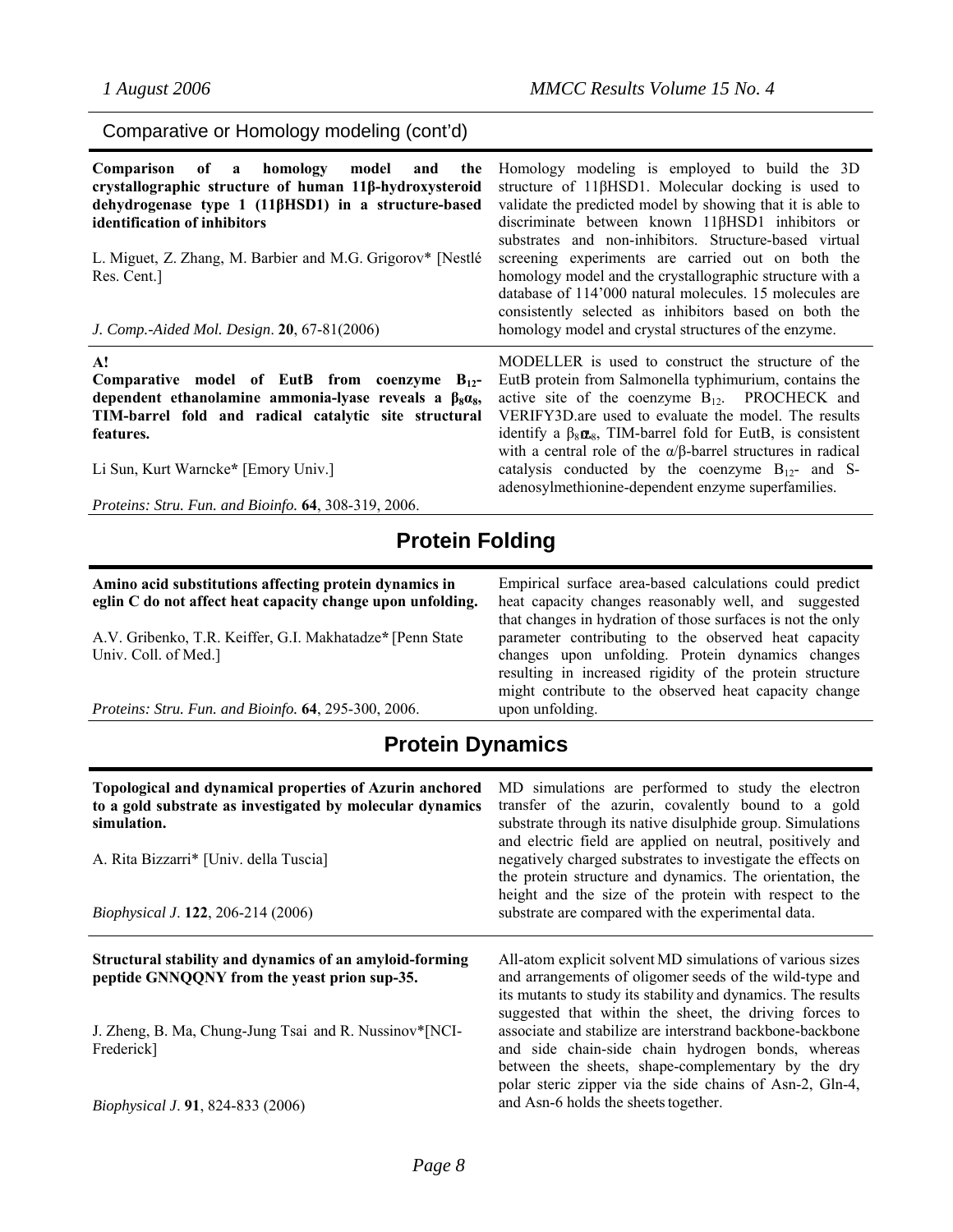Comparative or Homology modeling (cont'd)

| | |
|---|---|
| **Comparison of a homology model and the crystallographic structure of human 11β-hydroxysteroid dehydrogenase type 1 (11βHSD1) in a structure-based identification of inhibitors**<br><br>L. Miguet, Z. Zhang, M. Barbier and M.G. Grigorov* [Nestlé Res. Cent.]<br><br>*J. Comp.-Aided Mol. Design*. **20**, 67-81(2006) | Homology modeling is employed to build the 3D structure of 11βHSD1. Molecular docking is used to validate the predicted model by showing that it is able to discriminate between known 11βHSD1 inhibitors or substrates and non-inhibitors. Structure-based virtual screening experiments are carried out on both the homology model and the crystallographic structure with a database of 114'000 natural molecules. 15 molecules are consistently selected as inhibitors based on both the homology model and crystal structures of the enzyme. |
| **A!**<br>**Comparative model of EutB from coenzyme $B_{12}$-dependent ethanolamine ammonia-lyase reveals a $\beta_8\alpha_8$, TIM-barrel fold and radical catalytic site structural features.**<br><br>Li Sun, Kurt Warncke* [Emory Univ.]<br><br>*Proteins: Stru. Fun. and Bioinfo.* **64**, 308-319, 2006. | MODELLER is used to construct the structure of the EutB protein from Salmonella typhimurium, contains the active site of the coenzyme $B_{12}$. PROCHECK and VERIFY3D.are used to evaluate the model. The results identify a $\beta_8\alpha_8$, TIM-barrel fold for EutB, is consistent with a central role of the α/β-barrel structures in radical catalysis conducted by the coenzyme $B_{12}$- and S-adenosylmethionine-dependent enzyme superfamilies. |

## Protein Folding

| | |
|---|---|
| **Amino acid substitutions affecting protein dynamics in eglin C do not affect heat capacity change upon unfolding.**<br><br>A.V. Gribenko, T.R. Keiffer, G.I. Makhatadze* [Penn State Univ. Coll. of Med.]<br><br>*Proteins: Stru. Fun. and Bioinfo.* **64**, 295-300, 2006. | Empirical surface area-based calculations could predict heat capacity changes reasonably well, and suggested that changes in hydration of those surfaces is not the only parameter contributing to the observed heat capacity changes upon unfolding. Protein dynamics changes resulting in increased rigidity of the protein structure might contribute to the observed heat capacity change upon unfolding. |

## Protein Dynamics

| | |
|---|---|
| **Topological and dynamical properties of Azurin anchored to a gold substrate as investigated by molecular dynamics simulation.**<br><br>A. Rita Bizzarri* [Univ. della Tuscia]<br><br>*Biophysical J*. **122**, 206-214 (2006) | MD simulations are performed to study the electron transfer of the azurin, covalently bound to a gold substrate through its native disulphide group. Simulations and electric field are applied on neutral, positively and negatively charged substrates to investigate the effects on the protein structure and dynamics. The orientation, the height and the size of the protein with respect to the substrate are compared with the experimental data. |
| **Structural stability and dynamics of an amyloid-forming peptide GNNQQNY from the yeast prion sup-35.**<br><br>J. Zheng, B. Ma, Chung-Jung Tsai and R. Nussinov*[NCI-Frederick]<br><br>*Biophysical J*. **91**, 824-833 (2006) | All-atom explicit solvent MD simulations of various sizes and arrangements of oligomer seeds of the wild-type and its mutants to study its stability and dynamics. The results suggested that within the sheet, the driving forces to associate and stabilize are interstrand backbone-backbone and side chain-side chain hydrogen bonds, whereas between the sheets, shape-complementary by the dry polar steric zipper via the side chains of Asn-2, Gln-4, and Asn-6 holds the sheets together. |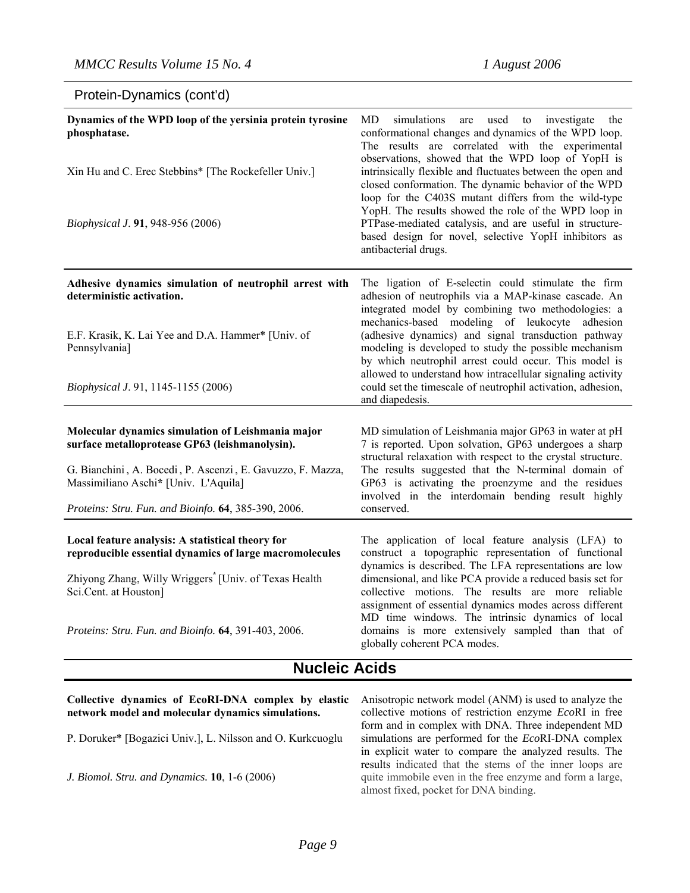Protein-Dynamics (cont'd)

**Dynamics of the WPD loop of the yersinia protein tyrosine phosphatase.**

Xin Hu and C. Erec Stebbins* [The Rockefeller Univ.]

*Biophysical J*. **91**, 948-956 (2006)

MD simulations are used to investigate the conformational changes and dynamics of the WPD loop. The results are correlated with the experimental observations, showed that the WPD loop of YopH is intrinsically flexible and fluctuates between the open and closed conformation. The dynamic behavior of the WPD loop for the C403S mutant differs from the wild-type YopH. The results showed the role of the WPD loop in PTPase-mediated catalysis, and are useful in structure-based design for novel, selective YopH inhibitors as antibacterial drugs.

---

**Adhesive dynamics simulation of neutrophil arrest with deterministic activation.**

E.F. Krasik, K. Lai Yee and D.A. Hammer* [Univ. of Pennsylvania]

*Biophysical J*. 91, 1145-1155 (2006)

The ligation of E-selectin could stimulate the firm adhesion of neutrophils via a MAP-kinase cascade. An integrated model by combining two methodologies: a mechanics-based modeling of leukocyte adhesion (adhesive dynamics) and signal transduction pathway modeling is developed to study the possible mechanism by which neutrophil arrest could occur. This model is allowed to understand how intracellular signaling activity could set the timescale of neutrophil activation, adhesion, and diapedesis.

---

**Molecular dynamics simulation of Leishmania major surface metalloprotease GP63 (leishmanolysin).**

G. Bianchini , A. Bocedi , P. Ascenzi , E. Gavuzzo, F. Mazza, Massimiliano Aschi* [Univ. L'Aquila]

*Proteins: Stru. Fun. and Bioinfo.* **64**, 385-390, 2006.

MD simulation of Leishmania major GP63 in water at pH 7 is reported. Upon solvation, GP63 undergoes a sharp structural relaxation with respect to the crystal structure. The results suggested that the N-terminal domain of GP63 is activating the proenzyme and the residues involved in the interdomain bending result highly conserved.

---

**Local feature analysis: A statistical theory for reproducible essential dynamics of large macromolecules**

Zhiyong Zhang, Willy Wriggers* [Univ. of Texas Health Sci.Cent. at Houston]

*Proteins: Stru. Fun. and Bioinfo.* **64**, 391-403, 2006.

The application of local feature analysis (LFA) to construct a topographic representation of functional dynamics is described. The LFA representations are low dimensional, and like PCA provide a reduced basis set for collective motions. The results are more reliable assignment of essential dynamics modes across different MD time windows. The intrinsic dynamics of local domains is more extensively sampled than that of globally coherent PCA modes.

## Nucleic Acids

**Collective dynamics of EcoRI-DNA complex by elastic network model and molecular dynamics simulations.**

P. Doruker* [Bogazici Univ.], L. Nilsson and O. Kurkcuoglu

*J. Biomol. Stru. and Dynamics.* **10**, 1-6 (2006)

Anisotropic network model (ANM) is used to analyze the collective motions of restriction enzyme *Eco*RI in free form and in complex with DNA. Three independent MD simulations are performed for the *Eco*RI-DNA complex in explicit water to compare the analyzed results. The results indicated that the stems of the inner loops are quite immobile even in the free enzyme and form a large, almost fixed, pocket for DNA binding.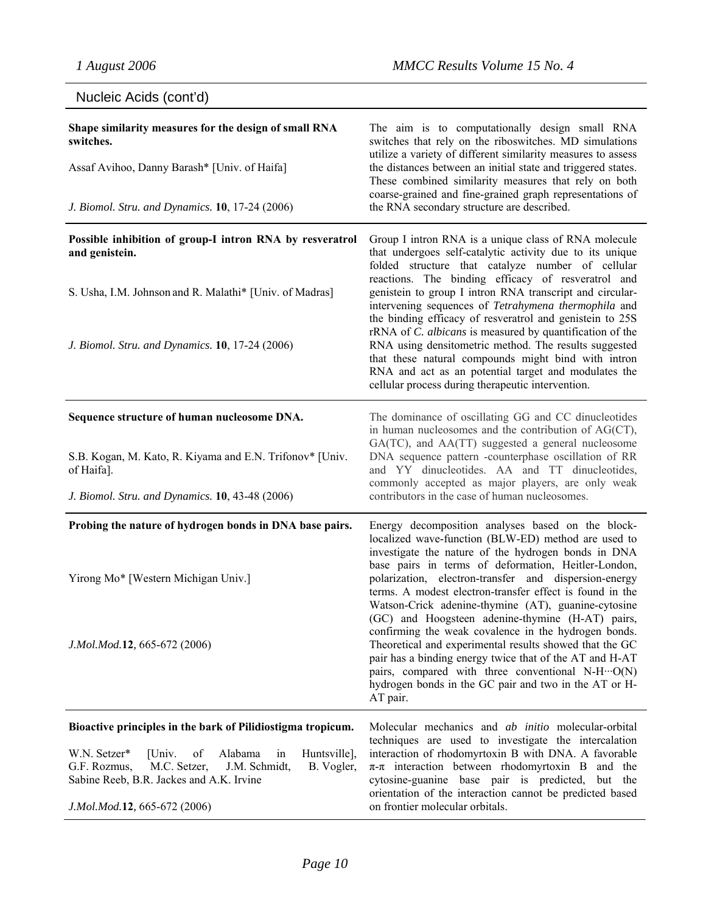## Nucleic Acids (cont'd)

**Shape similarity measures for the design of small RNA switches.**

Assaf Avihoo, Danny Barash* [Univ. of Haifa]

*J. Biomol. Stru. and Dynamics.* **10**, 17-24 (2006)

The aim is to computationally design small RNA switches that rely on the riboswitches. MD simulations utilize a variety of different similarity measures to assess the distances between an initial state and triggered states. These combined similarity measures that rely on both coarse-grained and fine-grained graph representations of the RNA secondary structure are described.

---

**Possible inhibition of group-I intron RNA by resveratrol and genistein.**

S. Usha, I.M. Johnson and R. Malathi* [Univ. of Madras]

*J. Biomol. Stru. and Dynamics.* **10**, 17-24 (2006)

Group I intron RNA is a unique class of RNA molecule that undergoes self-catalytic activity due to its unique folded structure that catalyze number of cellular reactions. The binding efficacy of resveratrol and genistein to group I intron RNA transcript and circular-intervening sequences of *Tetrahymena thermophila* and the binding efficacy of resveratrol and genistein to 25S rRNA of *C. albicans* is measured by quantification of the RNA using densitometric method. The results suggested that these natural compounds might bind with intron RNA and act as an potential target and modulates the cellular process during therapeutic intervention.

---

**Sequence structure of human nucleosome DNA.**

S.B. Kogan, M. Kato, R. Kiyama and E.N. Trifonov* [Univ. of Haifa].

*J. Biomol. Stru. and Dynamics.* **10**, 43-48 (2006)

The dominance of oscillating GG and CC dinucleotides in human nucleosomes and the contribution of AG(CT), GA(TC), and AA(TT) suggested a general nucleosome DNA sequence pattern -counterphase oscillation of RR and YY dinucleotides. AA and TT dinucleotides, commonly accepted as major players, are only weak contributors in the case of human nucleosomes.

---

**Probing the nature of hydrogen bonds in DNA base pairs.**

Yirong Mo* [Western Michigan Univ.]

*J.Mol.Mod.***12**, 665-672 (2006)

Energy decomposition analyses based on the block-localized wave-function (BLW-ED) method are used to investigate the nature of the hydrogen bonds in DNA base pairs in terms of deformation, Heitler-London, polarization, electron-transfer and dispersion-energy terms. A modest electron-transfer effect is found in the Watson-Crick adenine-thymine (AT), guanine-cytosine (GC) and Hoogsteen adenine-thymine (H-AT) pairs, confirming the weak covalence in the hydrogen bonds. Theoretical and experimental results showed that the GC pair has a binding energy twice that of the AT and H-AT pairs, compared with three conventional N-H···O(N) hydrogen bonds in the GC pair and two in the AT or H-AT pair.

---

**Bioactive principles in the bark of Pilidiostigma tropicum.**

W.N. Setzer* [Univ. of Alabama in Huntsville], G.F. Rozmus, M.C. Setzer, J.M. Schmidt, B. Vogler, Sabine Reeb, B.R. Jackes and A.K. Irvine

*J.Mol.Mod.***12**, 665-672 (2006)

Molecular mechanics and *ab initio* molecular-orbital techniques are used to investigate the intercalation interaction of rhodomyrtoxin B with DNA. A favorable $\pi$-$\pi$ interaction between rhodomyrtoxin B and the cytosine-guanine base pair is predicted, but the orientation of the interaction cannot be predicted based on frontier molecular orbitals.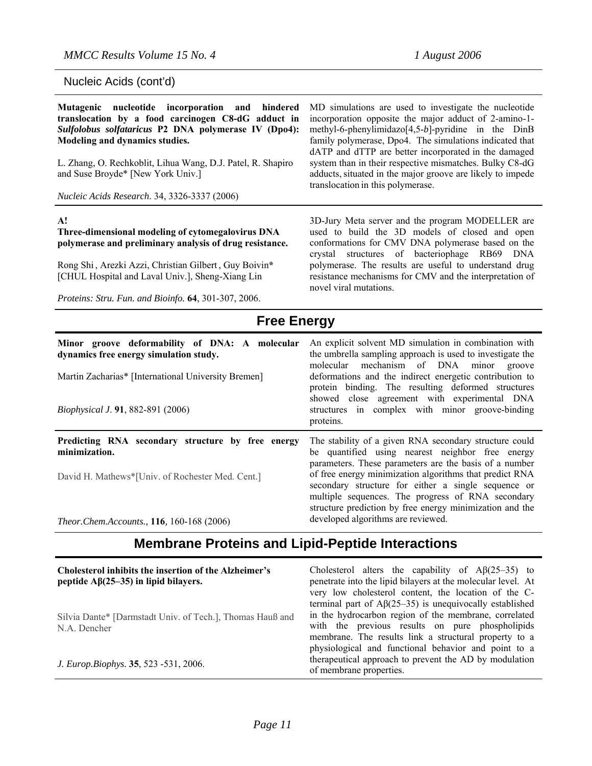## Nucleic Acids (cont'd)

**Mutagenic nucleotide incorporation and hindered translocation by a food carcinogen C8-dG adduct in *Sulfolobus solfataricus* P2 DNA polymerase IV (Dpo4): Modeling and dynamics studies.**

L. Zhang, O. Rechkoblit, Lihua Wang, D.J. Patel, R. Shapiro and Suse Broyde* [New York Univ.]

*Nucleic Acids Research*. 34, 3326-3337 (2006)

MD simulations are used to investigate the nucleotide incorporation opposite the major adduct of 2-amino-1-methyl-6-phenylimidazo[4,5-*b*]-pyridine in the DinB family polymerase, Dpo4. The simulations indicated that dATP and dTTP are better incorporated in the damaged system than in their respective mismatches. Bulky C8-dG adducts, situated in the major groove are likely to impede translocation in this polymerase.

---

**A!**
**Three-dimensional modeling of cytomegalovirus DNA polymerase and preliminary analysis of drug resistance.**

Rong Shi , Arezki Azzi, Christian Gilbert , Guy Boivin* [CHUL Hospital and Laval Univ.], Sheng-Xiang Lin

*Proteins: Stru. Fun. and Bioinfo.* **64**, 301-307, 2006.

3D-Jury Meta server and the program MODELLER are used to build the 3D models of closed and open conformations for CMV DNA polymerase based on the crystal structures of bacteriophage RB69 DNA polymerase. The results are useful to understand drug resistance mechanisms for CMV and the interpretation of novel viral mutations.

## Free Energy

**Minor groove deformability of DNA: A molecular dynamics free energy simulation study.**

Martin Zacharias* [International University Bremen]

*Biophysical J*. **91**, 882-891 (2006)

An explicit solvent MD simulation in combination with the umbrella sampling approach is used to investigate the molecular mechanism of DNA minor groove deformations and the indirect energetic contribution to protein binding. The resulting deformed structures showed close agreement with experimental DNA structures in complex with minor groove-binding proteins.

---

**Predicting RNA secondary structure by free energy minimization.**

David H. Mathews*[Univ. of Rochester Med. Cent.]

*Theor.Chem.Accounts.,* **116***,* 160-168 (2006)

The stability of a given RNA secondary structure could be quantified using nearest neighbor free energy parameters. These parameters are the basis of a number of free energy minimization algorithms that predict RNA secondary structure for either a single sequence or multiple sequences. The progress of RNA secondary structure prediction by free energy minimization and the developed algorithms are reviewed.

## Membrane Proteins and Lipid-Peptide Interactions

**Cholesterol inhibits the insertion of the Alzheimer's peptide Aβ(25–35) in lipid bilayers.**

Silvia Dante* [Darmstadt Univ. of Tech.], Thomas Hauß and N.A. Dencher

*J. Europ.Biophys.* **35**, 523 -531, 2006.

Cholesterol alters the capability of Aβ(25–35) to penetrate into the lipid bilayers at the molecular level. At very low cholesterol content, the location of the C-terminal part of Aβ(25–35) is unequivocally established in the hydrocarbon region of the membrane, correlated with the previous results on pure phospholipids membrane. The results link a structural property to a physiological and functional behavior and point to a therapeutical approach to prevent the AD by modulation of membrane properties.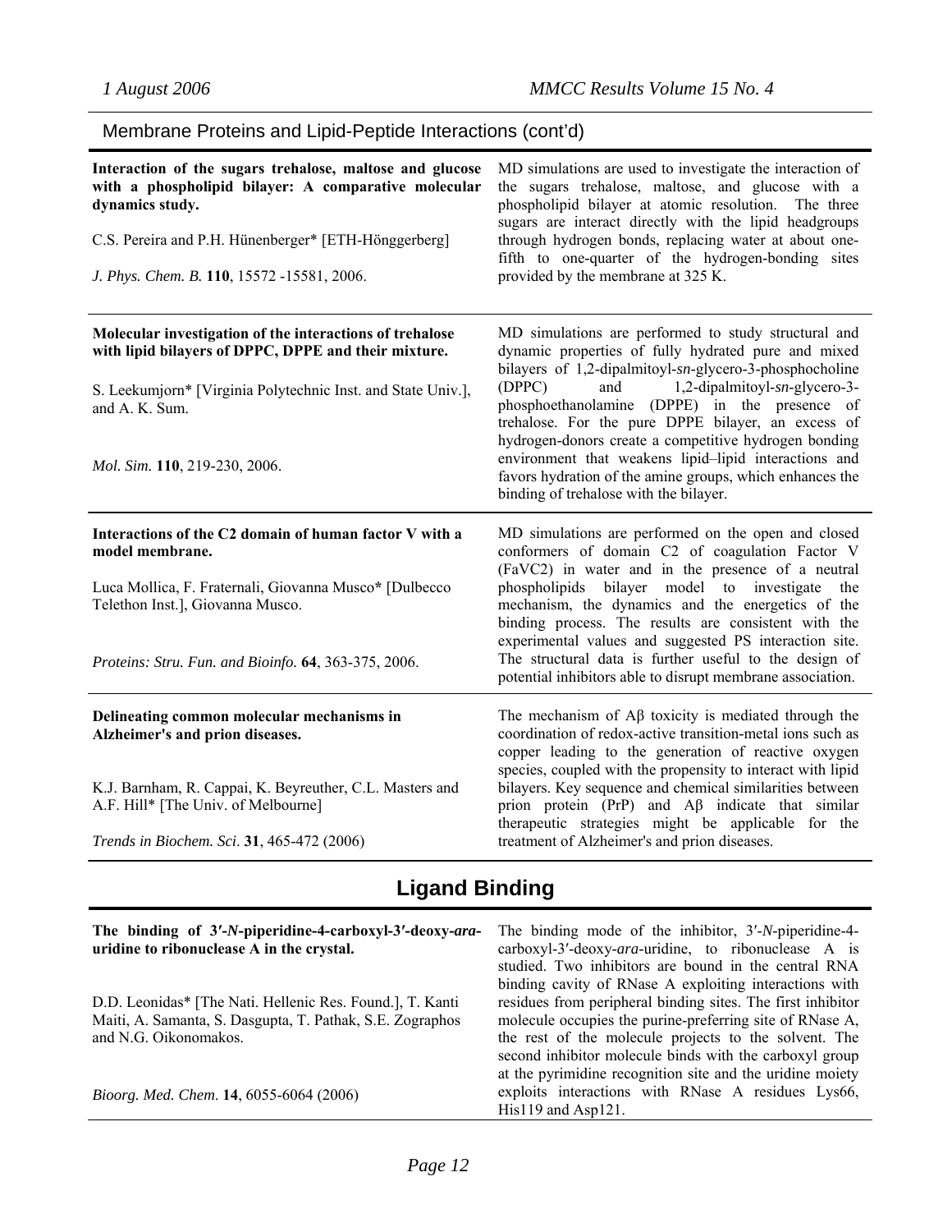## Membrane Proteins and Lipid-Peptide Interactions (cont'd)

| | |
|---|---|
| **Interaction of the sugars trehalose, maltose and glucose with a phospholipid bilayer: A comparative molecular dynamics study.**<br><br>C.S. Pereira and P.H. Hünenberger* [ETH-Hönggerberg]<br><br>*J. Phys. Chem. B.* **110**, 15572 -15581, 2006. | MD simulations are used to investigate the interaction of the sugars trehalose, maltose, and glucose with a phospholipid bilayer at atomic resolution. The three sugars are interact directly with the lipid headgroups through hydrogen bonds, replacing water at about one-fifth to one-quarter of the hydrogen-bonding sites provided by the membrane at 325 K. |
| **Molecular investigation of the interactions of trehalose with lipid bilayers of DPPC, DPPE and their mixture.**<br><br>S. Leekumjorn* [Virginia Polytechnic Inst. and State Univ.], and A. K. Sum.<br><br>*Mol. Sim.* **110**, 219-230, 2006. | MD simulations are performed to study structural and dynamic properties of fully hydrated pure and mixed bilayers of 1,2-dipalmitoyl-*sn*-glycero-3-phosphocholine (DPPC) and 1,2-dipalmitoyl-*sn*-glycero-3-phosphoethanolamine (DPPE) in the presence of trehalose. For the pure DPPE bilayer, an excess of hydrogen-donors create a competitive hydrogen bonding environment that weakens lipid–lipid interactions and favors hydration of the amine groups, which enhances the binding of trehalose with the bilayer. |
| **Interactions of the C2 domain of human factor V with a model membrane.**<br><br>Luca Mollica, F. Fraternali, Giovanna Musco* [Dulbecco Telethon Inst.], Giovanna Musco.<br><br>*Proteins: Stru. Fun. and Bioinfo.* **64**, 363-375, 2006. | MD simulations are performed on the open and closed conformers of domain C2 of coagulation Factor V (FaVC2) in water and in the presence of a neutral phospholipids bilayer model to investigate the mechanism, the dynamics and the energetics of the binding process. The results are consistent with the experimental values and suggested PS interaction site. The structural data is further useful to the design of potential inhibitors able to disrupt membrane association. |
| **Delineating common molecular mechanisms in Alzheimer's and prion diseases.**<br><br>K.J. Barnham, R. Cappai, K. Beyreuther, C.L. Masters and A.F. Hill* [The Univ. of Melbourne]<br><br>*Trends in Biochem. Sci*. **31**, 465-472 (2006) | The mechanism of Aβ toxicity is mediated through the coordination of redox-active transition-metal ions such as copper leading to the generation of reactive oxygen species, coupled with the propensity to interact with lipid bilayers. Key sequence and chemical similarities between prion protein (PrP) and Aβ indicate that similar therapeutic strategies might be applicable for the treatment of Alzheimer's and prion diseases. |

## Ligand Binding

| | |
|---|---|
| **The binding of 3′-*N*-piperidine-4-carboxyl-3′-deoxy-*ara*-uridine to ribonuclease A in the crystal.**<br><br>D.D. Leonidas* [The Nati. Hellenic Res. Found.], T. Kanti Maiti, A. Samanta, S. Dasgupta, T. Pathak, S.E. Zographos and N.G. Oikonomakos.<br><br>*Bioorg. Med. Chem*. **14**, 6055-6064 (2006) | The binding mode of the inhibitor, 3′-*N*-piperidine-4-carboxyl-3′-deoxy-*ara*-uridine, to ribonuclease A is studied. Two inhibitors are bound in the central RNA binding cavity of RNase A exploiting interactions with residues from peripheral binding sites. The first inhibitor molecule occupies the purine-preferring site of RNase A, the rest of the molecule projects to the solvent. The second inhibitor molecule binds with the carboxyl group at the pyrimidine recognition site and the uridine moiety exploits interactions with RNase A residues Lys66, His119 and Asp121. |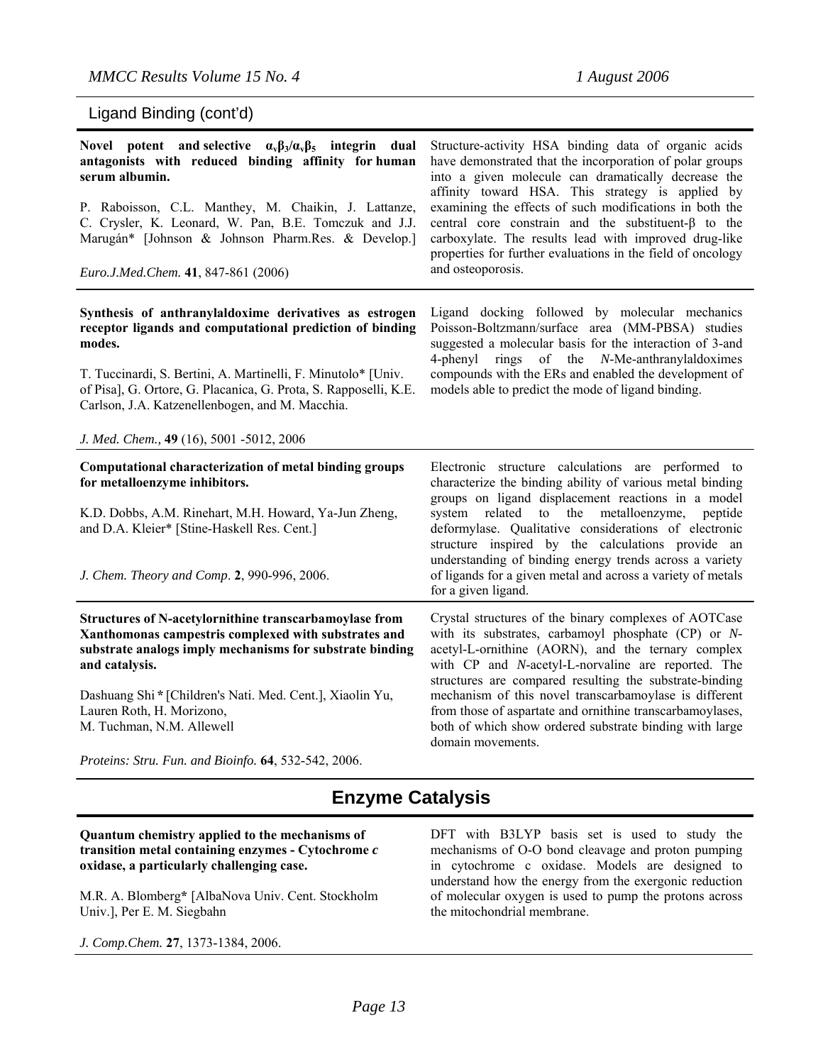## Ligand Binding (cont'd)

**Novel potent and selective $\alpha_v\beta_3/\alpha_v\beta_5$ integrin dual antagonists with reduced binding affinity for human serum albumin.**

P. Raboisson, C.L. Manthey, M. Chaikin, J. Lattanze, C. Crysler, K. Leonard, W. Pan, B.E. Tomczuk and J.J. Marugán* [Johnson & Johnson Pharm.Res. & Develop.]

*Euro.J.Med.Chem.* **41**, 847-861 (2006)

Structure-activity HSA binding data of organic acids have demonstrated that the incorporation of polar groups into a given molecule can dramatically decrease the affinity toward HSA. This strategy is applied by examining the effects of such modifications in both the central core constrain and the substituent-β to the carboxylate. The results lead with improved drug-like properties for further evaluations in the field of oncology and osteoporosis.

---

**Synthesis of anthranylaldoxime derivatives as estrogen receptor ligands and computational prediction of binding modes.**

T. Tuccinardi, S. Bertini, A. Martinelli, F. Minutolo* [Univ. of Pisa], G. Ortore, G. Placanica, G. Prota, S. Rapposelli, K.E. Carlson, J.A. Katzenellenbogen, and M. Macchia.

*J. Med. Chem.,* **49** (16), 5001 -5012, 2006

Ligand docking followed by molecular mechanics Poisson-Boltzmann/surface area (MM-PBSA) studies suggested a molecular basis for the interaction of 3-and 4-phenyl rings of the *N*-Me-anthranylaldoximes compounds with the ERs and enabled the development of models able to predict the mode of ligand binding.

---

**Computational characterization of metal binding groups for metalloenzyme inhibitors.**

K.D. Dobbs, A.M. Rinehart, M.H. Howard, Ya-Jun Zheng, and D.A. Kleier* [Stine-Haskell Res. Cent.]

*J. Chem. Theory and Comp*. **2**, 990-996, 2006.

Electronic structure calculations are performed to characterize the binding ability of various metal binding groups on ligand displacement reactions in a model system related to the metalloenzyme, peptide deformylase. Qualitative considerations of electronic structure inspired by the calculations provide an understanding of binding energy trends across a variety of ligands for a given metal and across a variety of metals for a given ligand.

---

**Structures of N-acetylornithine transcarbamoylase from Xanthomonas campestris complexed with substrates and substrate analogs imply mechanisms for substrate binding and catalysis.**

Dashuang Shi * [Children's Nati. Med. Cent.], Xiaolin Yu, Lauren Roth, H. Morizono, M. Tuchman, N.M. Allewell

*Proteins: Stru. Fun. and Bioinfo.* **64**, 532-542, 2006.

Crystal structures of the binary complexes of AOTCase with its substrates, carbamoyl phosphate (CP) or *N*-acetyl-L-ornithine (AORN), and the ternary complex with CP and *N*-acetyl-L-norvaline are reported. The structures are compared resulting the substrate-binding mechanism of this novel transcarbamoylase is different from those of aspartate and ornithine transcarbamoylases, both of which show ordered substrate binding with large domain movements.

---

## Enzyme Catalysis

**Quantum chemistry applied to the mechanisms of transition metal containing enzymes - Cytochrome *c* oxidase, a particularly challenging case.**

M.R. A. Blomberg* [AlbaNova Univ. Cent. Stockholm Univ.], Per E. M. Siegbahn

*J. Comp.Chem.* **27**, 1373-1384, 2006.

DFT with B3LYP basis set is used to study the mechanisms of O-O bond cleavage and proton pumping in cytochrome c oxidase. Models are designed to understand how the energy from the exergonic reduction of molecular oxygen is used to pump the protons across the mitochondrial membrane.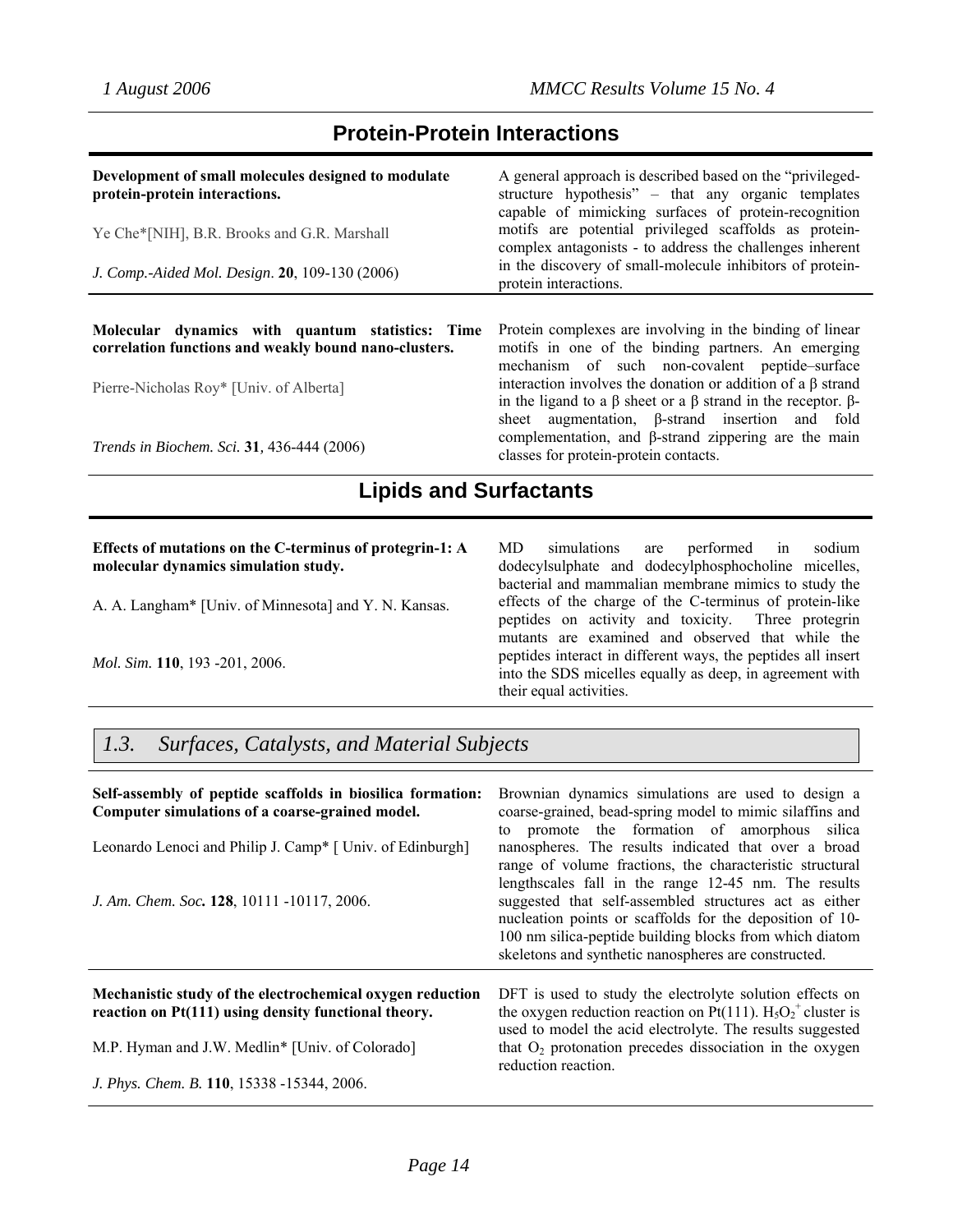## Protein-Protein Interactions

**Development of small molecules designed to modulate protein-protein interactions.**

Ye Che*[NIH], B.R. Brooks and G.R. Marshall

*J. Comp.-Aided Mol. Design*. **20**, 109-130 (2006)

A general approach is described based on the "privileged-structure hypothesis" – that any organic templates capable of mimicking surfaces of protein-recognition motifs are potential privileged scaffolds as protein-complex antagonists - to address the challenges inherent in the discovery of small-molecule inhibitors of protein-protein interactions.

---

**Molecular dynamics with quantum statistics: Time correlation functions and weakly bound nano-clusters.**

Pierre-Nicholas Roy* [Univ. of Alberta]

*Trends in Biochem. Sci.* **31**, 436-444 (2006)

Protein complexes are involving in the binding of linear motifs in one of the binding partners. An emerging mechanism of such non-covalent peptide–surface interaction involves the donation or addition of a β strand in the ligand to a β sheet or a β strand in the receptor. β-sheet augmentation, β-strand insertion and fold complementation, and β-strand zippering are the main classes for protein-protein contacts.

## Lipids and Surfactants

**Effects of mutations on the C-terminus of protegrin-1: A molecular dynamics simulation study.**

A. A. Langham* [Univ. of Minnesota] and Y. N. Kansas.

*Mol. Sim.* **110**, 193 -201, 2006.

MD simulations are performed in sodium dodecylsulphate and dodecylphosphocholine micelles, bacterial and mammalian membrane mimics to study the effects of the charge of the C-terminus of protein-like peptides on activity and toxicity. Three protegrin mutants are examined and observed that while the peptides interact in different ways, the peptides all insert into the SDS micelles equally as deep, in agreement with their equal activities.

## *1.3. Surfaces, Catalysts, and Material Subjects*

**Self-assembly of peptide scaffolds in biosilica formation: Computer simulations of a coarse-grained model.**

Leonardo Lenoci and Philip J. Camp* [ Univ. of Edinburgh]

*J. Am. Chem. Soc.* **128**, 10111 -10117, 2006.

Brownian dynamics simulations are used to design a coarse-grained, bead-spring model to mimic silaffins and to promote the formation of amorphous silica nanospheres. The results indicated that over a broad range of volume fractions, the characteristic structural lengthscales fall in the range 12-45 nm. The results suggested that self-assembled structures act as either nucleation points or scaffolds for the deposition of 10-100 nm silica-peptide building blocks from which diatom skeletons and synthetic nanospheres are constructed.

---

**Mechanistic study of the electrochemical oxygen reduction reaction on Pt(111) using density functional theory.**

M.P. Hyman and J.W. Medlin* [Univ. of Colorado]

*J. Phys. Chem. B.* **110**, 15338 -15344, 2006.

DFT is used to study the electrolyte solution effects on the oxygen reduction reaction on Pt(111). $H_5O_2^+$ cluster is used to model the acid electrolyte. The results suggested that $O_2$ protonation precedes dissociation in the oxygen reduction reaction.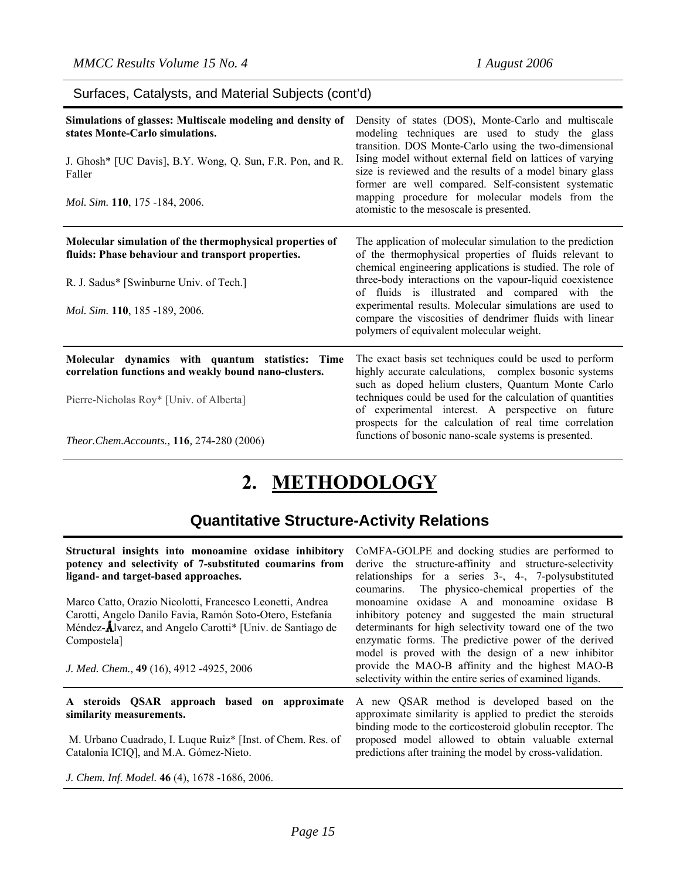Surfaces, Catalysts, and Material Subjects (cont'd)

| | |
|---|---|
| **Simulations of glasses: Multiscale modeling and density of states Monte-Carlo simulations.**<br><br>J. Ghosh* [UC Davis], B.Y. Wong, Q. Sun, F.R. Pon, and R. Faller<br><br>*Mol. Sim.* **110**, 175 -184, 2006. | Density of states (DOS), Monte-Carlo and multiscale modeling techniques are used to study the glass transition. DOS Monte-Carlo using the two-dimensional Ising model without external field on lattices of varying size is reviewed and the results of a model binary glass former are well compared. Self-consistent systematic mapping procedure for molecular models from the atomistic to the mesoscale is presented. |
| **Molecular simulation of the thermophysical properties of fluids: Phase behaviour and transport properties.**<br><br>R. J. Sadus* [Swinburne Univ. of Tech.]<br><br>*Mol. Sim.* **110**, 185 -189, 2006. | The application of molecular simulation to the prediction of the thermophysical properties of fluids relevant to chemical engineering applications is studied. The role of three-body interactions on the vapour-liquid coexistence of fluids is illustrated and compared with the experimental results. Molecular simulations are used to compare the viscosities of dendrimer fluids with linear polymers of equivalent molecular weight. |
| **Molecular dynamics with quantum statistics: Time correlation functions and weakly bound nano-clusters.**<br><br>Pierre-Nicholas Roy* [Univ. of Alberta]<br><br>*Theor.Chem.Accounts.,* **116**, 274-280 (2006) | The exact basis set techniques could be used to perform highly accurate calculations, complex bosonic systems such as doped helium clusters, Quantum Monte Carlo techniques could be used for the calculation of quantities of experimental interest. A perspective on future prospects for the calculation of real time correlation functions of bosonic nano-scale systems is presented. |

# 2. METHODOLOGY

## Quantitative Structure-Activity Relations

| | |
|---|---|
| **Structural insights into monoamine oxidase inhibitory potency and selectivity of 7-substituted coumarins from ligand- and target-based approaches.**<br><br>Marco Catto, Orazio Nicolotti, Francesco Leonetti, Andrea Carotti, Angelo Danilo Favia, Ramón Soto-Otero, Estefanía Méndez-Álvarez, and Angelo Carotti* [Univ. de Santiago de Compostela]<br><br>*J. Med. Chem.,* **49** (16), 4912 -4925, 2006 | CoMFA-GOLPE and docking studies are performed to derive the structure-affinity and structure-selectivity relationships for a series 3-, 4-, 7-polysubstituted coumarins. The physico-chemical properties of the monoamine oxidase A and monoamine oxidase B inhibitory potency and suggested the main structural determinants for high selectivity toward one of the two enzymatic forms. The predictive power of the derived model is proved with the design of a new inhibitor provide the MAO-B affinity and the highest MAO-B selectivity within the entire series of examined ligands. |
| **A steroids QSAR approach based on approximate similarity measurements.**<br><br>M. Urbano Cuadrado, I. Luque Ruiz* [Inst. of Chem. Res. of Catalonia ICIQ], and M.A. Gómez-Nieto.<br><br>*J. Chem. Inf. Model.* **46** (4), 1678 -1686, 2006. | A new QSAR method is developed based on the approximate similarity is applied to predict the steroids binding mode to the corticosteroid globulin receptor. The proposed model allowed to obtain valuable external predictions after training the model by cross-validation. |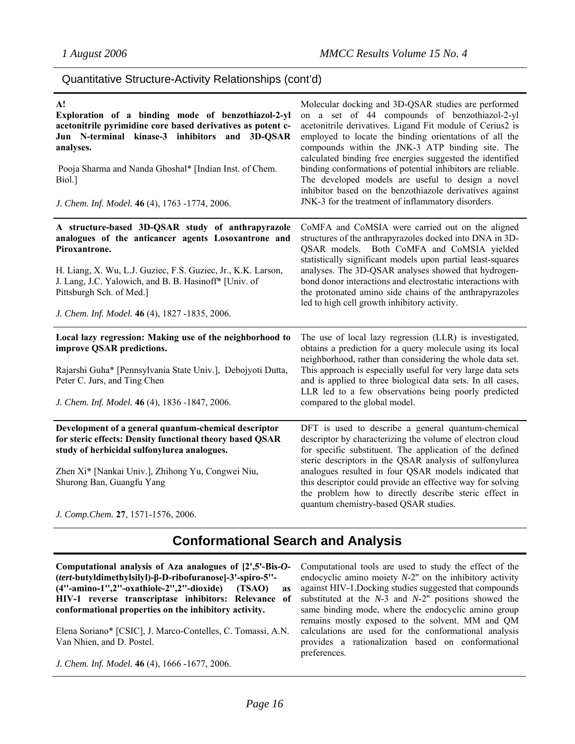## Quantitative Structure-Activity Relationships (cont'd)

**A!**
**Exploration of a binding mode of benzothiazol-2-yl acetonitrile pyrimidine core based derivatives as potent c-Jun N-terminal kinase-3 inhibitors and 3D-QSAR analyses.**

Pooja Sharma and Nanda Ghoshal* [Indian Inst. of Chem. Biol.]

*J. Chem. Inf. Model.* **46** (4), 1763 -1774, 2006.

Molecular docking and 3D-QSAR studies are performed on a set of 44 compounds of benzothiazol-2-yl acetonitrile derivatives. Ligand Fit module of Cerius2 is employed to locate the binding orientations of all the compounds within the JNK-3 ATP binding site. The calculated binding free energies suggested the identified binding conformations of potential inhibitors are reliable. The developed models are useful to design a novel inhibitor based on the benzothiazole derivatives against JNK-3 for the treatment of inflammatory disorders.

---

**A structure-based 3D-QSAR study of anthrapyrazole analogues of the anticancer agents Losoxantrone and Piroxantrone.**

H. Liang, X. Wu, L.J. Guziec, F.S. Guziec, Jr., K.K. Larson, J. Lang, J.C. Yalowich, and B. B. Hasinoff* [Univ. of Pittsburgh Sch. of Med.]

*J. Chem. Inf. Model.* **46** (4), 1827 -1835, 2006.

CoMFA and CoMSIA were carried out on the aligned structures of the anthrapyrazoles docked into DNA in 3D-QSAR models. Both CoMFA and CoMSIA yielded statistically significant models upon partial least-squares analyses. The 3D-QSAR analyses showed that hydrogen-bond donor interactions and electrostatic interactions with the protonated amino side chains of the anthrapyrazoles led to high cell growth inhibitory activity.

---

**Local lazy regression: Making use of the neighborhood to improve QSAR predictions.**

Rajarshi Guha* [Pennsylvania State Univ.], Debojyoti Dutta, Peter C. Jurs, and Ting Chen

*J. Chem. Inf. Model.* **46** (4), 1836 -1847, 2006.

The use of local lazy regression (LLR) is investigated, obtains a prediction for a query molecule using its local neighborhood, rather than considering the whole data set. This approach is especially useful for very large data sets and is applied to three biological data sets. In all cases, LLR led to a few observations being poorly predicted compared to the global model.

---

**Development of a general quantum-chemical descriptor for steric effects: Density functional theory based QSAR study of herbicidal sulfonylurea analogues.**

Zhen Xi* [Nankai Univ.], Zhihong Yu, Congwei Niu, Shurong Ban, Guangfu Yang

*J. Comp.Chem.* **27**, 1571-1576, 2006.

DFT is used to describe a general quantum-chemical descriptor by characterizing the volume of electron cloud for specific substituent. The application of the defined steric descriptors in the QSAR analysis of sulfonylurea analogues resulted in four QSAR models indicated that this descriptor could provide an effective way for solving the problem how to directly describe steric effect in quantum chemistry-based QSAR studies.

# Conformational Search and Analysis

**Computational analysis of Aza analogues of [2',5'-Bis-*O*-(*tert*-butyldimethylsilyl)-β-D-ribofuranose]-3'-spiro-5''-(4''-amino-1'',2''-oxathiole-2'',2''-dioxide) (TSAO) as HIV-1 reverse transcriptase inhibitors: Relevance of conformational properties on the inhibitory activity.**

Elena Soriano* [CSIC], J. Marco-Contelles, C. Tomassi, A.N. Van Nhien, and D. Postel.

*J. Chem. Inf. Model.* **46** (4), 1666 -1677, 2006.

Computational tools are used to study the effect of the endocyclic amino moiety *N*-2'' on the inhibitory activity against HIV-1.Docking studies suggested that compounds substituted at the *N*-3 and *N*-2'' positions showed the same binding mode, where the endocyclic amino group remains mostly exposed to the solvent. MM and QM calculations are used for the conformational analysis provides a rationalization based on conformational preferences.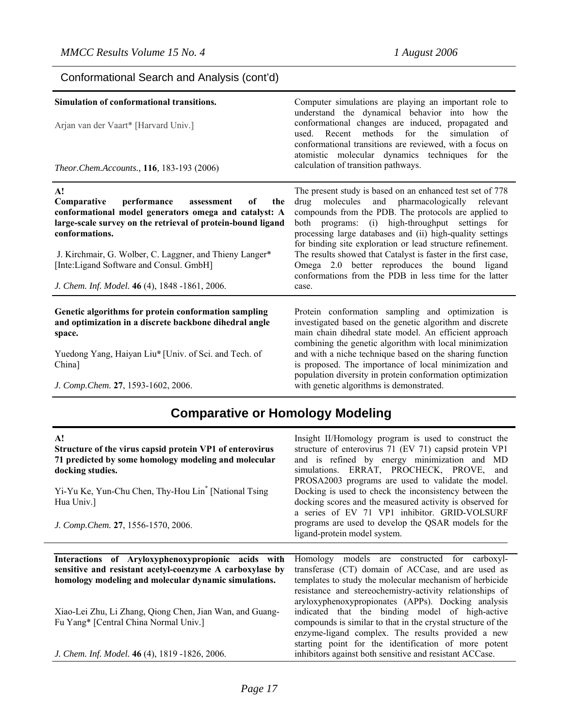## Conformational Search and Analysis (cont'd)

**Simulation of conformational transitions.**

Arjan van der Vaart* [Harvard Univ.]

*Theor.Chem.Accounts.,* **116***,* 183-193 (2006)

Computer simulations are playing an important role to understand the dynamical behavior into how the conformational changes are induced, propagated and used. Recent methods for the simulation of conformational transitions are reviewed, with a focus on atomistic molecular dynamics techniques for the calculation of transition pathways.

---

**A!**
**Comparative performance assessment of the conformational model generators omega and catalyst: A large-scale survey on the retrieval of protein-bound ligand conformations.**

J. Kirchmair, G. Wolber, C. Laggner, and Thieny Langer* [Inte:Ligand Software and Consul. GmbH]

*J. Chem. Inf. Model.* **46** (4), 1848 -1861, 2006.

The present study is based on an enhanced test set of 778 drug molecules and pharmacologically relevant compounds from the PDB. The protocols are applied to both programs: (i) high-throughput settings for processing large databases and (ii) high-quality settings for binding site exploration or lead structure refinement. The results showed that Catalyst is faster in the first case, Omega 2.0 better reproduces the bound ligand conformations from the PDB in less time for the latter case.

---

**Genetic algorithms for protein conformation sampling and optimization in a discrete backbone dihedral angle space.**

Yuedong Yang, Haiyan Liu* [Univ. of Sci. and Tech. of China]

*J. Comp.Chem.* **27**, 1593-1602, 2006.

Protein conformation sampling and optimization is investigated based on the genetic algorithm and discrete main chain dihedral state model. An efficient approach combining the genetic algorithm with local minimization and with a niche technique based on the sharing function is proposed. The importance of local minimization and population diversity in protein conformation optimization with genetic algorithms is demonstrated.

# Comparative or Homology Modeling

**A!**
**Structure of the virus capsid protein VP1 of enterovirus 71 predicted by some homology modeling and molecular docking studies.**

Yi-Yu Ke, Yun-Chu Chen, Thy-Hou Lin* [National Tsing Hua Univ.]

*J. Comp.Chem.* **27**, 1556-1570, 2006.

Insight II/Homology program is used to construct the structure of enterovirus 71 (EV 71) capsid protein VP1 and is refined by energy minimization and MD simulations. ERRAT, PROCHECK, PROVE, and PROSA2003 programs are used to validate the model. Docking is used to check the inconsistency between the docking scores and the measured activity is observed for a series of EV 71 VP1 inhibitor. GRID-VOLSURF programs are used to develop the QSAR models for the ligand-protein model system.

---

**Interactions of Aryloxyphenoxypropionic acids with sensitive and resistant acetyl-coenzyme A carboxylase by homology modeling and molecular dynamic simulations.**

Xiao-Lei Zhu, Li Zhang, Qiong Chen, Jian Wan, and Guang-Fu Yang* [Central China Normal Univ.]

*J. Chem. Inf. Model.* **46** (4), 1819 -1826, 2006.

Homology models are constructed for carboxyl-transferase (CT) domain of ACCase, and are used as templates to study the molecular mechanism of herbicide resistance and stereochemistry-activity relationships of aryloxyphenoxypropionates (APPs). Docking analysis indicated that the binding model of high-active compounds is similar to that in the crystal structure of the enzyme-ligand complex. The results provided a new starting point for the identification of more potent inhibitors against both sensitive and resistant ACCase.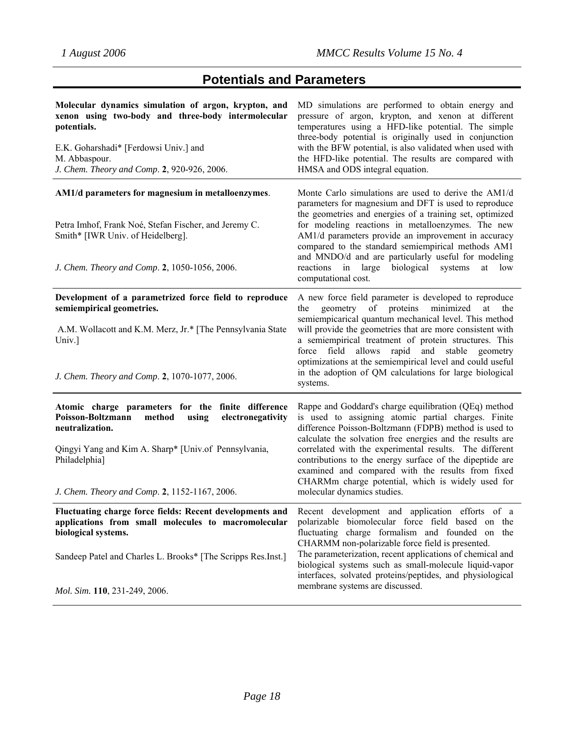# Potentials and Parameters

**Molecular dynamics simulation of argon, krypton, and xenon using two-body and three-body intermolecular potentials.**

E.K. Goharshadi* [Ferdowsi Univ.] and M. Abbaspour.

*J. Chem. Theory and Comp*. **2**, 920-926, 2006.

MD simulations are performed to obtain energy and pressure of argon, krypton, and xenon at different temperatures using a HFD-like potential. The simple three-body potential is originally used in conjunction with the BFW potential, is also validated when used with the HFD-like potential. The results are compared with HMSA and ODS integral equation.

---

**AM1/d parameters for magnesium in metalloenzymes**.

Petra Imhof, Frank Noé, Stefan Fischer, and Jeremy C. Smith* [IWR Univ. of Heidelberg].

*J. Chem. Theory and Comp*. **2**, 1050-1056, 2006.

Monte Carlo simulations are used to derive the AM1/d parameters for magnesium and DFT is used to reproduce the geometries and energies of a training set, optimized for modeling reactions in metalloenzymes. The new AM1/d parameters provide an improvement in accuracy compared to the standard semiempirical methods AM1 and MNDO/d and are particularly useful for modeling reactions in large biological systems at low computational cost.

---

**Development of a parametrized force field to reproduce semiempirical geometries.**

A.M. Wollacott and K.M. Merz, Jr.* [The Pennsylvania State Univ.]

*J. Chem. Theory and Comp*. **2**, 1070-1077, 2006.

A new force field parameter is developed to reproduce the geometry of proteins minimized at the semiempicarical quantum mechanical level. This method will provide the geometries that are more consistent with a semiempirical treatment of protein structures. This force field allows rapid and stable geometry optimizations at the semiempirical level and could useful in the adoption of QM calculations for large biological systems.

---

**Atomic charge parameters for the finite difference Poisson-Boltzmann method using electronegativity neutralization.**

Qingyi Yang and Kim A. Sharp* [Univ.of Pennsylvania, Philadelphia]

*J. Chem. Theory and Comp*. **2**, 1152-1167, 2006.

Rappe and Goddard's charge equilibration (QEq) method is used to assigning atomic partial charges. Finite difference Poisson-Boltzmann (FDPB) method is used to calculate the solvation free energies and the results are correlated with the experimental results. The different contributions to the energy surface of the dipeptide are examined and compared with the results from fixed CHARMm charge potential, which is widely used for molecular dynamics studies.

---

**Fluctuating charge force fields: Recent developments and applications from small molecules to macromolecular biological systems.**

Sandeep Patel and Charles L. Brooks* [The Scripps Res.Inst.]

*Mol. Sim.* **110**, 231-249, 2006.

Recent development and application efforts of a polarizable biomolecular force field based on the fluctuating charge formalism and founded on the CHARMM non-polarizable force field is presented. The parameterization, recent applications of chemical and biological systems such as small-molecule liquid-vapor interfaces, solvated proteins/peptides, and physiological membrane systems are discussed.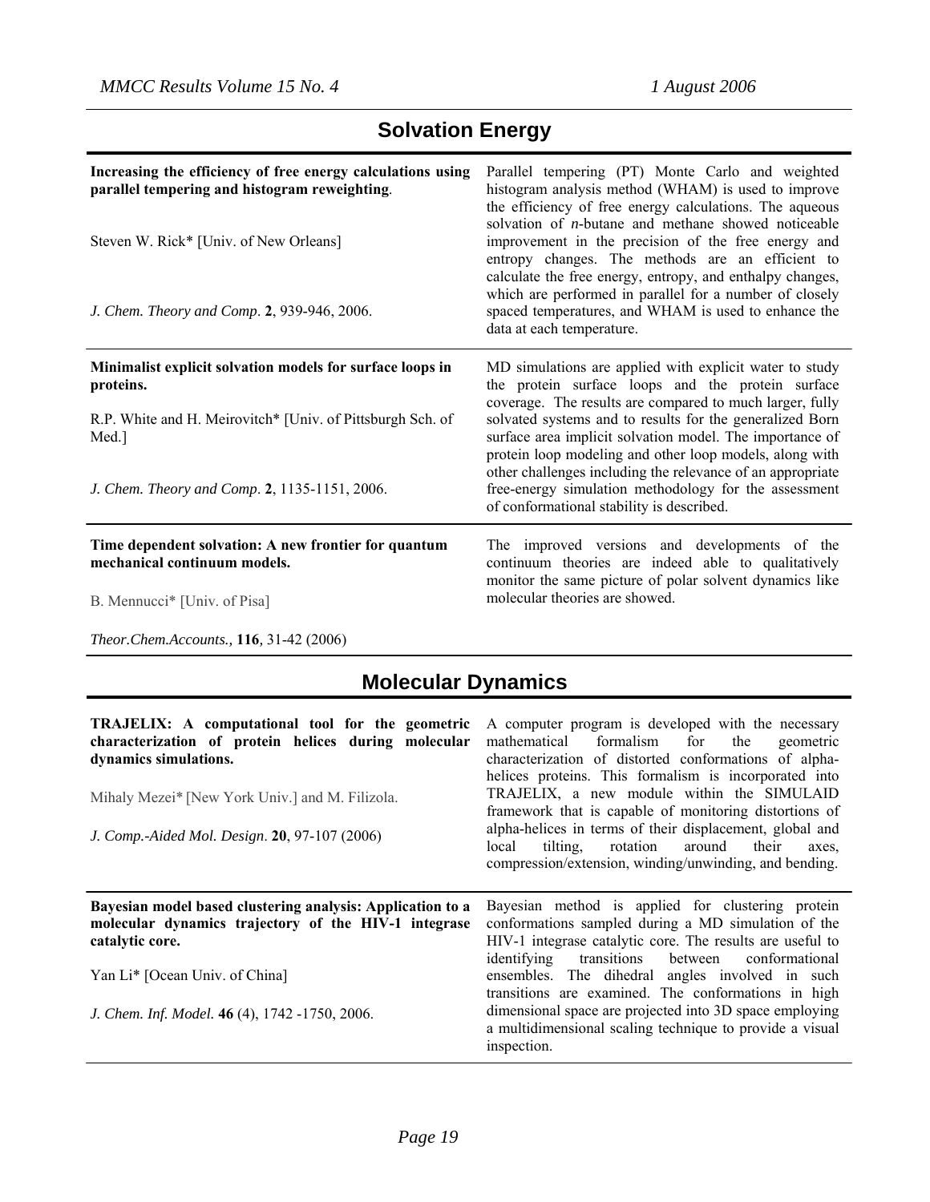## Solvation Energy

**Increasing the efficiency of free energy calculations using parallel tempering and histogram reweighting**.

Steven W. Rick* [Univ. of New Orleans]

*J. Chem. Theory and Comp*. **2**, 939-946, 2006.

Parallel tempering (PT) Monte Carlo and weighted histogram analysis method (WHAM) is used to improve the efficiency of free energy calculations. The aqueous solvation of *n*-butane and methane showed noticeable improvement in the precision of the free energy and entropy changes. The methods are an efficient to calculate the free energy, entropy, and enthalpy changes, which are performed in parallel for a number of closely spaced temperatures, and WHAM is used to enhance the data at each temperature.

---

**Minimalist explicit solvation models for surface loops in proteins.**

R.P. White and H. Meirovitch* [Univ. of Pittsburgh Sch. of Med.]

*J. Chem. Theory and Comp*. **2**, 1135-1151, 2006.

MD simulations are applied with explicit water to study the protein surface loops and the protein surface coverage. The results are compared to much larger, fully solvated systems and to results for the generalized Born surface area implicit solvation model. The importance of protein loop modeling and other loop models, along with other challenges including the relevance of an appropriate free-energy simulation methodology for the assessment of conformational stability is described.

---

**Time dependent solvation: A new frontier for quantum mechanical continuum models.**

B. Mennucci* [Univ. of Pisa]

*Theor.Chem.Accounts.,* **116***,* 31-42 (2006)

The improved versions and developments of the continuum theories are indeed able to qualitatively monitor the same picture of polar solvent dynamics like molecular theories are showed.

## Molecular Dynamics

**TRAJELIX: A computational tool for the geometric characterization of protein helices during molecular dynamics simulations.**

Mihaly Mezei* [New York Univ.] and M. Filizola.

*J. Comp.-Aided Mol. Design*. **20**, 97-107 (2006)

A computer program is developed with the necessary mathematical formalism for the geometric characterization of distorted conformations of alpha-helices proteins. This formalism is incorporated into TRAJELIX, a new module within the SIMULAID framework that is capable of monitoring distortions of alpha-helices in terms of their displacement, global and local tilting, rotation around their axes, compression/extension, winding/unwinding, and bending.

---

**Bayesian model based clustering analysis: Application to a molecular dynamics trajectory of the HIV-1 integrase catalytic core.**

Yan Li* [Ocean Univ. of China]

*J. Chem. Inf. Model.* **46** (4), 1742 -1750, 2006.

Bayesian method is applied for clustering protein conformations sampled during a MD simulation of the HIV-1 integrase catalytic core. The results are useful to identifying transitions between conformational ensembles. The dihedral angles involved in such transitions are examined. The conformations in high dimensional space are projected into 3D space employing a multidimensional scaling technique to provide a visual inspection.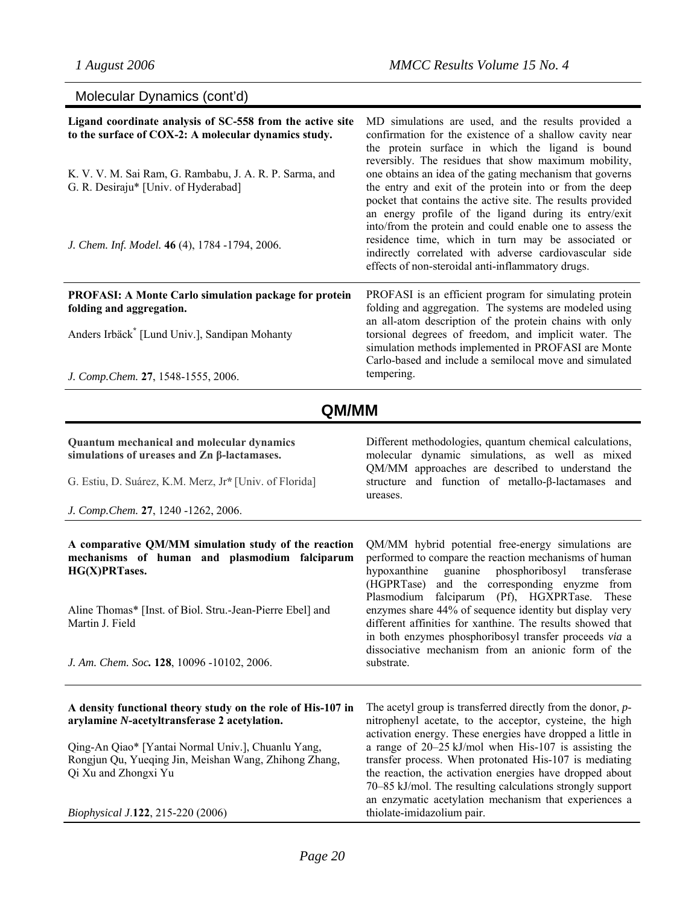## Molecular Dynamics (cont'd)

**Ligand coordinate analysis of SC-558 from the active site to the surface of COX-2: A molecular dynamics study.**

K. V. V. M. Sai Ram, G. Rambabu, J. A. R. P. Sarma, and G. R. Desiraju* [Univ. of Hyderabad]

*J. Chem. Inf. Model.* **46** (4), 1784 -1794, 2006.

MD simulations are used, and the results provided a confirmation for the existence of a shallow cavity near the protein surface in which the ligand is bound reversibly. The residues that show maximum mobility, one obtains an idea of the gating mechanism that governs the entry and exit of the protein into or from the deep pocket that contains the active site. The results provided an energy profile of the ligand during its entry/exit into/from the protein and could enable one to assess the residence time, which in turn may be associated or indirectly correlated with adverse cardiovascular side effects of non-steroidal anti-inflammatory drugs.

---

**PROFASI: A Monte Carlo simulation package for protein folding and aggregation.**

Anders Irbäck* [Lund Univ.], Sandipan Mohanty

*J. Comp.Chem.* **27**, 1548-1555, 2006.

PROFASI is an efficient program for simulating protein folding and aggregation. The systems are modeled using an all-atom description of the protein chains with only torsional degrees of freedom, and implicit water. The simulation methods implemented in PROFASI are Monte Carlo-based and include a semilocal move and simulated tempering.

## QM/MM

**Quantum mechanical and molecular dynamics simulations of ureases and Zn β-lactamases.**

G. Estiu, D. Suárez, K.M. Merz, Jr* [Univ. of Florida]

*J. Comp.Chem.* **27**, 1240 -1262, 2006.

Different methodologies, quantum chemical calculations, molecular dynamic simulations, as well as mixed QM/MM approaches are described to understand the structure and function of metallo-β-lactamases and ureases.

---

**A comparative QM/MM simulation study of the reaction mechanisms of human and plasmodium falciparum HG(X)PRTases.**

Aline Thomas* [Inst. of Biol. Stru.-Jean-Pierre Ebel] and Martin J. Field

*J. Am. Chem. Soc.* **128**, 10096 -10102, 2006.

QM/MM hybrid potential free-energy simulations are performed to compare the reaction mechanisms of human hypoxanthine guanine phosphoribosyl transferase (HGPRTase) and the corresponding enyzme from Plasmodium falciparum (Pf), HGXPRTase. These enzymes share 44% of sequence identity but display very different affinities for xanthine. The results showed that in both enzymes phosphoribosyl transfer proceeds *via* a dissociative mechanism from an anionic form of the substrate.

---

**A density functional theory study on the role of His-107 in arylamine *N*-acetyltransferase 2 acetylation.**

Qing-An Qiao* [Yantai Normal Univ.], Chuanlu Yang, Rongjun Qu, Yueqing Jin, Meishan Wang, Zhihong Zhang, Qi Xu and Zhongxi Yu

*Biophysical J.***122**, 215-220 (2006)

The acetyl group is transferred directly from the donor, *p*-nitrophenyl acetate, to the acceptor, cysteine, the high activation energy. These energies have dropped a little in a range of 20–25 kJ/mol when His-107 is assisting the transfer process. When protonated His-107 is mediating the reaction, the activation energies have dropped about 70–85 kJ/mol. The resulting calculations strongly support an enzymatic acetylation mechanism that experiences a thiolate-imidazolium pair.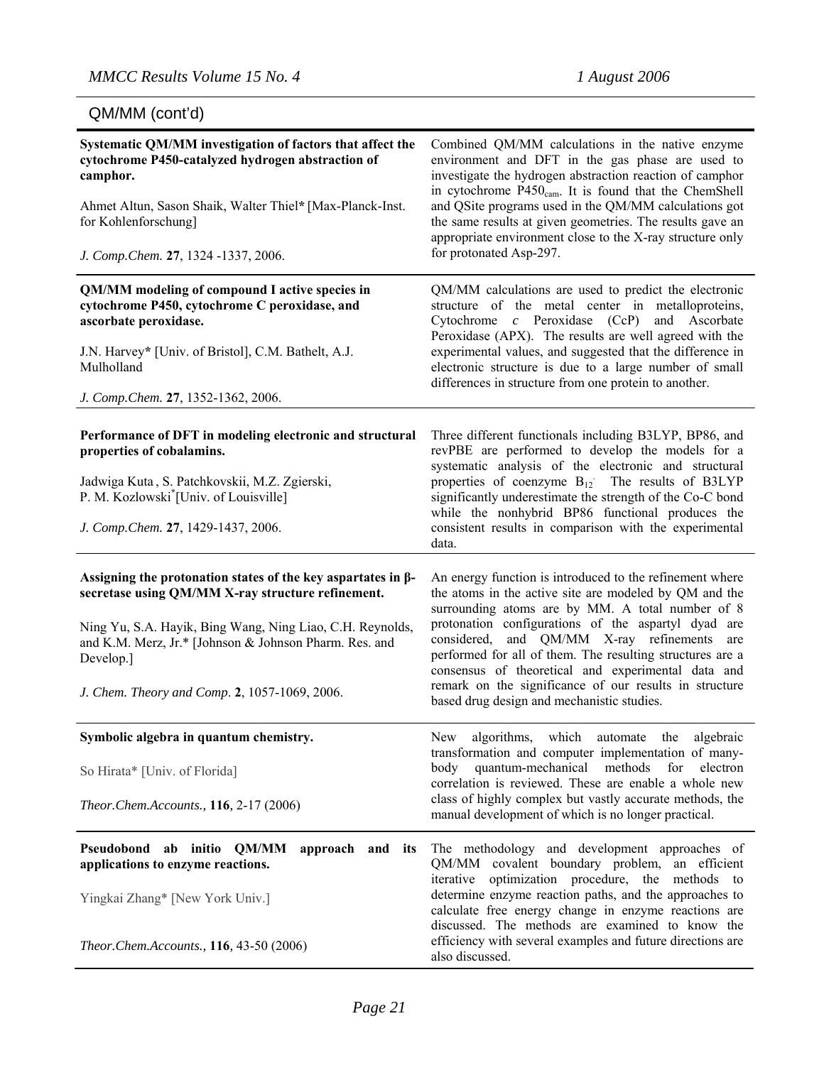## QM/MM (cont'd)

| | |
|---|---|
| **Systematic QM/MM investigation of factors that affect the cytochrome P450-catalyzed hydrogen abstraction of camphor.**<br><br>Ahmet Altun, Sason Shaik, Walter Thiel* [Max-Planck-Inst. for Kohlenforschung]<br><br>*J. Comp.Chem.* **27**, 1324 -1337, 2006. | Combined QM/MM calculations in the native enzyme environment and DFT in the gas phase are used to investigate the hydrogen abstraction reaction of camphor in cytochrome $P450_{cam}$. It is found that the ChemShell and QSite programs used in the QM/MM calculations got the same results at given geometries. The results gave an appropriate environment close to the X-ray structure only for protonated Asp-297. |
| **QM/MM modeling of compound I active species in cytochrome P450, cytochrome C peroxidase, and ascorbate peroxidase.**<br><br>J.N. Harvey* [Univ. of Bristol], C.M. Bathelt, A.J. Mulholland<br><br>*J. Comp.Chem.* **27**, 1352-1362, 2006. | QM/MM calculations are used to predict the electronic structure of the metal center in metalloproteins, Cytochrome *c* Peroxidase (CcP) and Ascorbate Peroxidase (APX). The results are well agreed with the experimental values, and suggested that the difference in electronic structure is due to a large number of small differences in structure from one protein to another. |
| **Performance of DFT in modeling electronic and structural properties of cobalamins.**<br><br>Jadwiga Kuta , S. Patchkovskii, M.Z. Zgierski, P. M. Kozlowski* [Univ. of Louisville]<br><br>*J. Comp.Chem.* **27**, 1429-1437, 2006. | Three different functionals including B3LYP, BP86, and revPBE are performed to develop the models for a systematic analysis of the electronic and structural properties of coenzyme $B_{12}$. The results of B3LYP significantly underestimate the strength of the Co-C bond while the nonhybrid BP86 functional produces the consistent results in comparison with the experimental data. |
| **Assigning the protonation states of the key aspartates in β-secretase using QM/MM X-ray structure refinement.**<br><br>Ning Yu, S.A. Hayik, Bing Wang, Ning Liao, C.H. Reynolds, and K.M. Merz, Jr.* [Johnson & Johnson Pharm. Res. and Develop.]<br><br>*J. Chem. Theory and Comp*. **2**, 1057-1069, 2006. | An energy function is introduced to the refinement where the atoms in the active site are modeled by QM and the surrounding atoms are by MM. A total number of 8 protonation configurations of the aspartyl dyad are considered, and QM/MM X-ray refinements are performed for all of them. The resulting structures are a consensus of theoretical and experimental data and remark on the significance of our results in structure based drug design and mechanistic studies. |
| **Symbolic algebra in quantum chemistry.**<br><br>So Hirata* [Univ. of Florida]<br><br>*Theor.Chem.Accounts.,* **116**, 2-17 (2006) | New algorithms, which automate the algebraic transformation and computer implementation of many-body quantum-mechanical methods for electron correlation is reviewed. These are enable a whole new class of highly complex but vastly accurate methods, the manual development of which is no longer practical. |
| **Pseudobond ab initio QM/MM approach and its applications to enzyme reactions.**<br><br>Yingkai Zhang* [New York Univ.]<br><br>*Theor.Chem.Accounts.,* **116**, 43-50 (2006) | The methodology and development approaches of QM/MM covalent boundary problem, an efficient iterative optimization procedure, the methods to determine enzyme reaction paths, and the approaches to calculate free energy change in enzyme reactions are discussed. The methods are examined to know the efficiency with several examples and future directions are also discussed. |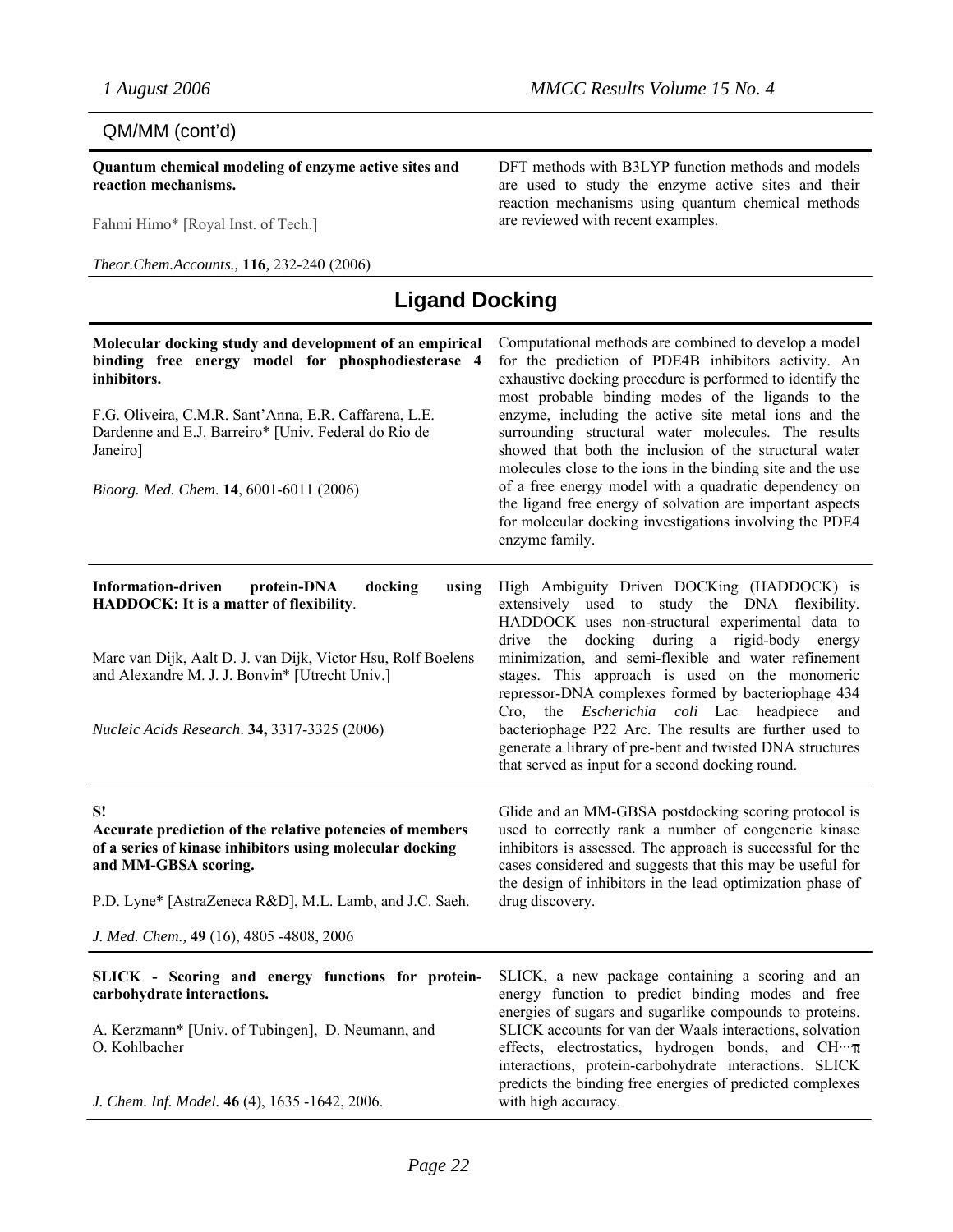QM/MM (cont'd)

**Quantum chemical modeling of enzyme active sites and reaction mechanisms.**

Fahmi Himo* [Royal Inst. of Tech.]

*Theor.Chem.Accounts.,* **116**, 232-240 (2006)

DFT methods with B3LYP function methods and models are used to study the enzyme active sites and their reaction mechanisms using quantum chemical methods are reviewed with recent examples.

# Ligand Docking

**Molecular docking study and development of an empirical binding free energy model for phosphodiesterase 4 inhibitors.**

F.G. Oliveira, C.M.R. Sant'Anna, E.R. Caffarena, L.E. Dardenne and E.J. Barreiro* [Univ. Federal do Rio de Janeiro]

*Bioorg. Med. Chem.* **14**, 6001-6011 (2006)

Computational methods are combined to develop a model for the prediction of PDE4B inhibitors activity. An exhaustive docking procedure is performed to identify the most probable binding modes of the ligands to the enzyme, including the active site metal ions and the surrounding structural water molecules. The results showed that both the inclusion of the structural water molecules close to the ions in the binding site and the use of a free energy model with a quadratic dependency on the ligand free energy of solvation are important aspects for molecular docking investigations involving the PDE4 enzyme family.

**Information-driven protein-DNA docking using HADDOCK: It is a matter of flexibility**.

Marc van Dijk, Aalt D. J. van Dijk, Victor Hsu, Rolf Boelens and Alexandre M. J. J. Bonvin* [Utrecht Univ.]

*Nucleic Acids Research*. **34,** 3317-3325 (2006)

High Ambiguity Driven DOCKing (HADDOCK) is extensively used to study the DNA flexibility. HADDOCK uses non-structural experimental data to drive the docking during a rigid-body energy minimization, and semi-flexible and water refinement stages. This approach is used on the monomeric repressor-DNA complexes formed by bacteriophage 434 Cro, the *Escherichia coli* Lac headpiece and bacteriophage P22 Arc. The results are further used to generate a library of pre-bent and twisted DNA structures that served as input for a second docking round.

**S!**
**Accurate prediction of the relative potencies of members of a series of kinase inhibitors using molecular docking and MM-GBSA scoring.**

P.D. Lyne* [AstraZeneca R&D], M.L. Lamb, and J.C. Saeh.

*J. Med. Chem.,* **49** (16), 4805 -4808, 2006

Glide and an MM-GBSA postdocking scoring protocol is used to correctly rank a number of congeneric kinase inhibitors is assessed. The approach is successful for the cases considered and suggests that this may be useful for the design of inhibitors in the lead optimization phase of drug discovery.

**SLICK - Scoring and energy functions for protein-carbohydrate interactions.**

A. Kerzmann* [Univ. of Tubingen], D. Neumann, and O. Kohlbacher

*J. Chem. Inf. Model.* **46** (4), 1635 -1642, 2006.

SLICK, a new package containing a scoring and an energy function to predict binding modes and free energies of sugars and sugarlike compounds to proteins. SLICK accounts for van der Waals interactions, solvation effects, electrostatics, hydrogen bonds, and CH···π interactions, protein-carbohydrate interactions. SLICK predicts the binding free energies of predicted complexes with high accuracy.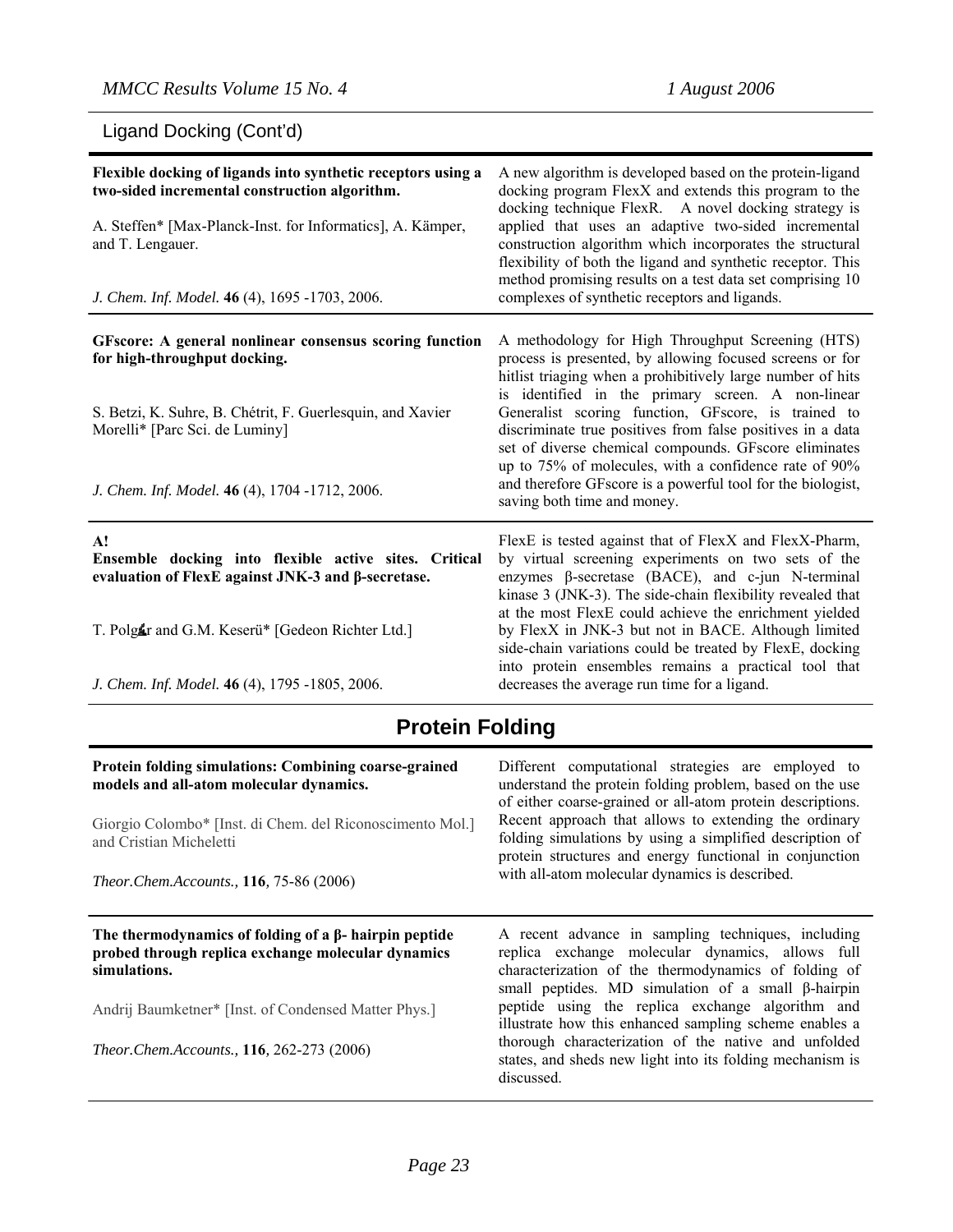## Ligand Docking (Cont'd)

| | |
|---|---|
| **Flexible docking of ligands into synthetic receptors using a two-sided incremental construction algorithm.**<br><br>A. Steffen* [Max-Planck-Inst. for Informatics], A. Kämper, and T. Lengauer.<br><br>*J. Chem. Inf. Model.* **46** (4), 1695 -1703, 2006. | A new algorithm is developed based on the protein-ligand docking program FlexX and extends this program to the docking technique FlexR. A novel docking strategy is applied that uses an adaptive two-sided incremental construction algorithm which incorporates the structural flexibility of both the ligand and synthetic receptor. This method promising results on a test data set comprising 10 complexes of synthetic receptors and ligands. |
| **GFscore: A general nonlinear consensus scoring function for high-throughput docking.**<br><br>S. Betzi, K. Suhre, B. Chétrit, F. Guerlesquin, and Xavier Morelli* [Parc Sci. de Luminy]<br><br>*J. Chem. Inf. Model.* **46** (4), 1704 -1712, 2006. | A methodology for High Throughput Screening (HTS) process is presented, by allowing focused screens or for hitlist triaging when a prohibitively large number of hits is identified in the primary screen. A non-linear Generalist scoring function, GFscore, is trained to discriminate true positives from false positives in a data set of diverse chemical compounds. GFscore eliminates up to 75% of molecules, with a confidence rate of 90% and therefore GFscore is a powerful tool for the biologist, saving both time and money. |
| **A!**<br>**Ensemble docking into flexible active sites. Critical evaluation of FlexE against JNK-3 and β-secretase.**<br><br>T. Polgár and G.M. Keserü* [Gedeon Richter Ltd.]<br><br>*J. Chem. Inf. Model.* **46** (4), 1795 -1805, 2006. | FlexE is tested against that of FlexX and FlexX-Pharm, by virtual screening experiments on two sets of the enzymes β-secretase (BACE), and c-jun N-terminal kinase 3 (JNK-3). The side-chain flexibility revealed that at the most FlexE could achieve the enrichment yielded by FlexX in JNK-3 but not in BACE. Although limited side-chain variations could be treated by FlexE, docking into protein ensembles remains a practical tool that decreases the average run time for a ligand. |

## Protein Folding

| | |
|---|---|
| **Protein folding simulations: Combining coarse-grained models and all-atom molecular dynamics.**<br><br>Giorgio Colombo* [Inst. di Chem. del Riconoscimento Mol.] and Cristian Micheletti<br><br>*Theor.Chem.Accounts.,* **116**, 75-86 (2006) | Different computational strategies are employed to understand the protein folding problem, based on the use of either coarse-grained or all-atom protein descriptions. Recent approach that allows to extending the ordinary folding simulations by using a simplified description of protein structures and energy functional in conjunction with all-atom molecular dynamics is described. |
| **The thermodynamics of folding of a β- hairpin peptide probed through replica exchange molecular dynamics simulations.**<br><br>Andrij Baumketner* [Inst. of Condensed Matter Phys.]<br><br>*Theor.Chem.Accounts.,* **116**, 262-273 (2006) | A recent advance in sampling techniques, including replica exchange molecular dynamics, allows full characterization of the thermodynamics of folding of small peptides. MD simulation of a small β-hairpin peptide using the replica exchange algorithm and illustrate how this enhanced sampling scheme enables a thorough characterization of the native and unfolded states, and sheds new light into its folding mechanism is discussed. |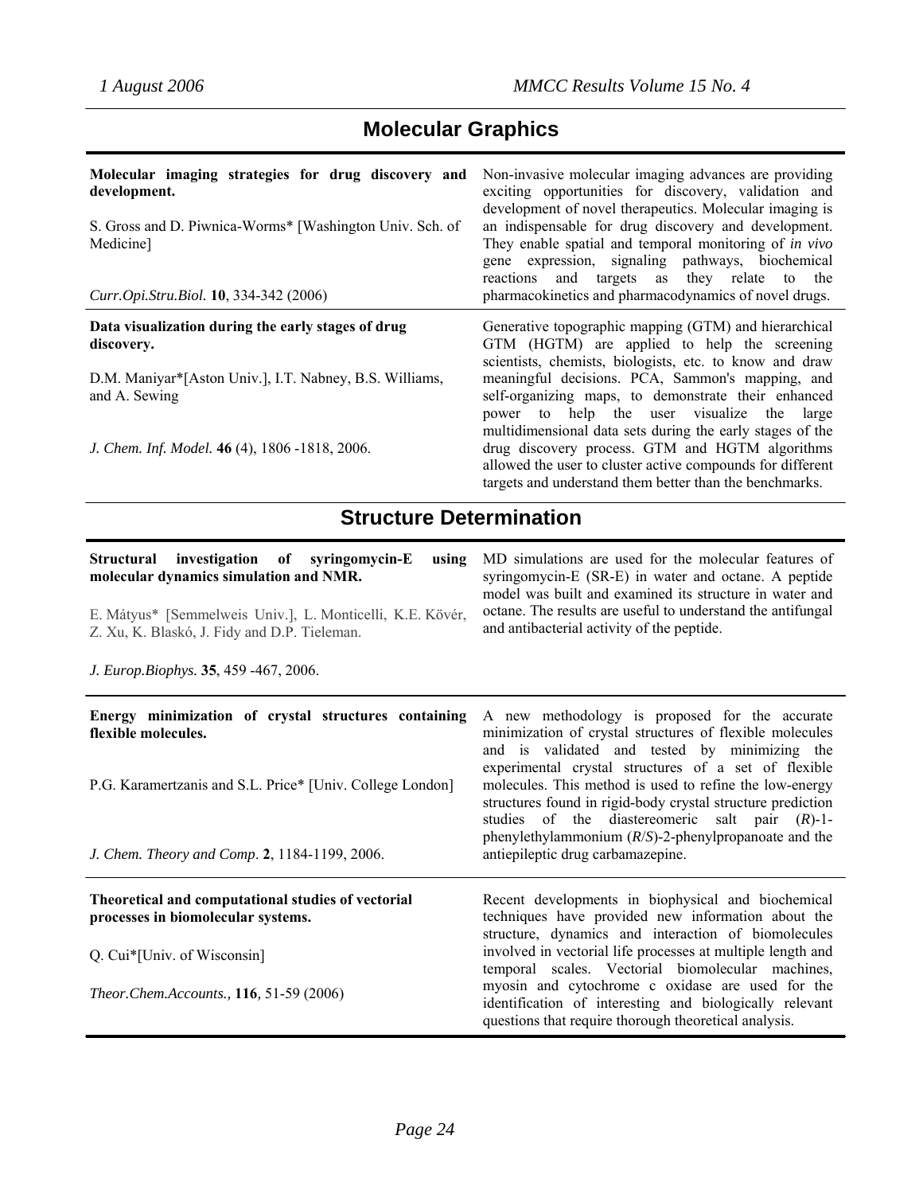## Molecular Graphics

**Molecular imaging strategies for drug discovery and development.**

S. Gross and D. Piwnica-Worms* [Washington Univ. Sch. of Medicine]

*Curr.Opi.Stru.Biol.* **10**, 334-342 (2006)

Non-invasive molecular imaging advances are providing exciting opportunities for discovery, validation and development of novel therapeutics. Molecular imaging is an indispensable for drug discovery and development. They enable spatial and temporal monitoring of *in vivo* gene expression, signaling pathways, biochemical reactions and targets as they relate to the pharmacokinetics and pharmacodynamics of novel drugs.

**Data visualization during the early stages of drug discovery.**

D.M. Maniyar*[Aston Univ.], I.T. Nabney, B.S. Williams, and A. Sewing

*J. Chem. Inf. Model.* **46** (4), 1806 -1818, 2006.

Generative topographic mapping (GTM) and hierarchical GTM (HGTM) are applied to help the screening scientists, chemists, biologists, etc. to know and draw meaningful decisions. PCA, Sammon's mapping, and self-organizing maps, to demonstrate their enhanced power to help the user visualize the large multidimensional data sets during the early stages of the drug discovery process. GTM and HGTM algorithms allowed the user to cluster active compounds for different targets and understand them better than the benchmarks.

## Structure Determination

**Structural investigation of syringomycin-E using molecular dynamics simulation and NMR.**

E. Mátyus* [Semmelweis Univ.], L. Monticelli, K.E. Kövér, Z. Xu, K. Blaskó, J. Fidy and D.P. Tieleman.

*J. Europ.Biophys.* **35**, 459 -467, 2006.

MD simulations are used for the molecular features of syringomycin-E (SR-E) in water and octane. A peptide model was built and examined its structure in water and octane. The results are useful to understand the antifungal and antibacterial activity of the peptide.

**Energy minimization of crystal structures containing flexible molecules.**

P.G. Karamertzanis and S.L. Price* [Univ. College London]

*J. Chem. Theory and Comp*. **2**, 1184-1199, 2006.

A new methodology is proposed for the accurate minimization of crystal structures of flexible molecules and is validated and tested by minimizing the experimental crystal structures of a set of flexible molecules. This method is used to refine the low-energy structures found in rigid-body crystal structure prediction studies of the diastereomeric salt pair (*R*)-1-phenylethylammonium (*R*/*S*)-2-phenylpropanoate and the antiepileptic drug carbamazepine.

**Theoretical and computational studies of vectorial processes in biomolecular systems.**

Q. Cui*[Univ. of Wisconsin]

*Theor.Chem.Accounts.,* **116***,* 51-59 (2006)

Recent developments in biophysical and biochemical techniques have provided new information about the structure, dynamics and interaction of biomolecules involved in vectorial life processes at multiple length and temporal scales. Vectorial biomolecular machines, myosin and cytochrome c oxidase are used for the identification of interesting and biologically relevant questions that require thorough theoretical analysis.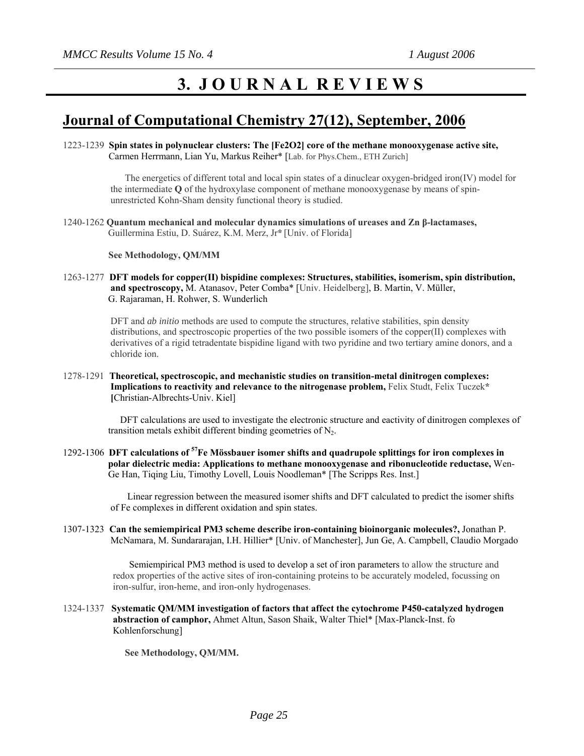# 3. JOURNAL REVIEWS

## Journal of Computational Chemistry 27(12), September, 2006

1223-1239 **Spin states in polynuclear clusters: The [Fe2O2] core of the methane monooxygenase active site,** Carmen Herrmann, Lian Yu, Markus Reiher* [Lab. for Phys.Chem., ETH Zurich]

The energetics of different total and local spin states of a dinuclear oxygen-bridged iron(IV) model for the intermediate **Q** of the hydroxylase component of methane monooxygenase by means of spin-unrestricted Kohn-Sham density functional theory is studied.

1240-1262 **Quantum mechanical and molecular dynamics simulations of ureases and Zn β-lactamases,** Guillermina Estiu, D. Suárez, K.M. Merz, Jr* [Univ. of Florida]

**See Methodology, QM/MM**

1263-1277 **DFT models for copper(II) bispidine complexes: Structures, stabilities, isomerism, spin distribution, and spectroscopy,** M. Atanasov, Peter Comba* [Univ. Heidelberg], B. Martin, V. Müller, G. Rajaraman, H. Rohwer, S. Wunderlich

DFT and *ab initio* methods are used to compute the structures, relative stabilities, spin density distributions, and spectroscopic properties of the two possible isomers of the copper(II) complexes with derivatives of a rigid tetradentate bispidine ligand with two pyridine and two tertiary amine donors, and a chloride ion.

1278-1291 **Theoretical, spectroscopic, and mechanistic studies on transition-metal dinitrogen complexes: Implications to reactivity and relevance to the nitrogenase problem,** Felix Studt, Felix Tuczek* [Christian-Albrechts-Univ. Kiel]

DFT calculations are used to investigate the electronic structure and eactivity of dinitrogen complexes of transition metals exhibit different binding geometries of $N_2$.

1292-1306 **DFT calculations of $^{57}$Fe Mössbauer isomer shifts and quadrupole splittings for iron complexes in polar dielectric media: Applications to methane monooxygenase and ribonucleotide reductase,** Wen-Ge Han, Tiqing Liu, Timothy Lovell, Louis Noodleman* [The Scripps Res. Inst.]

Linear regression between the measured isomer shifts and DFT calculated to predict the isomer shifts of Fe complexes in different oxidation and spin states.

1307-1323 **Can the semiempirical PM3 scheme describe iron-containing bioinorganic molecules?,** Jonathan P. McNamara, M. Sundararajan, I.H. Hillier* [Univ. of Manchester], Jun Ge, A. Campbell, Claudio Morgado

Semiempirical PM3 method is used to develop a set of iron parameters to allow the structure and redox properties of the active sites of iron-containing proteins to be accurately modeled, focussing on iron-sulfur, iron-heme, and iron-only hydrogenases.

1324-1337 **Systematic QM/MM investigation of factors that affect the cytochrome P450-catalyzed hydrogen abstraction of camphor,** Ahmet Altun, Sason Shaik, Walter Thiel* [Max-Planck-Inst. fo Kohlenforschung]

**See Methodology, QM/MM.**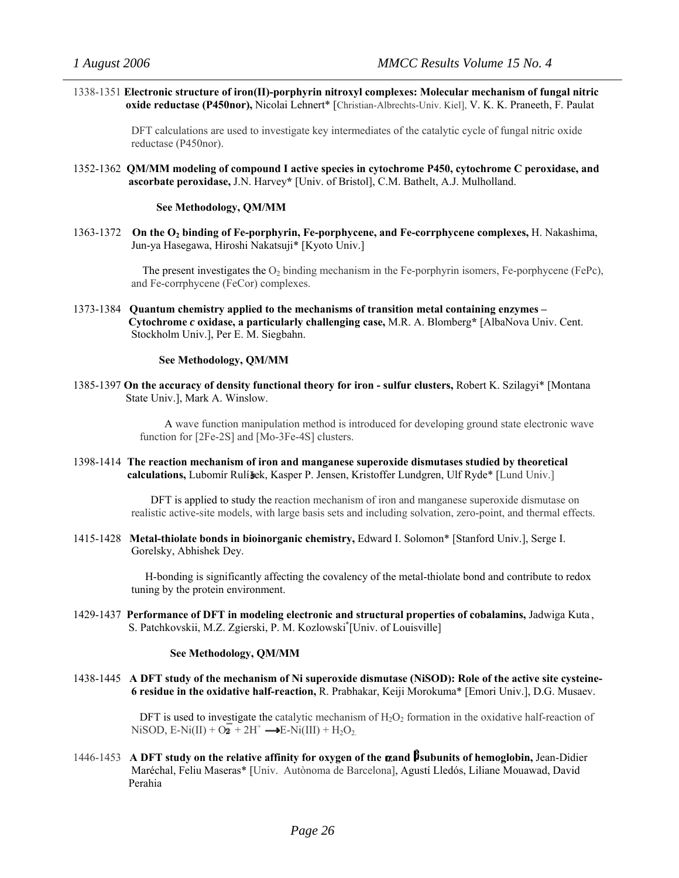1338-1351 **Electronic structure of iron(II)-porphyrin nitroxyl complexes: Molecular mechanism of fungal nitric oxide reductase (P450nor),** Nicolai Lehnert* [Christian-Albrechts-Univ. Kiel], V. K. K. Praneeth, F. Paulat

DFT calculations are used to investigate key intermediates of the catalytic cycle of fungal nitric oxide reductase (P450nor).

1352-1362 **QM/MM modeling of compound I active species in cytochrome P450, cytochrome C peroxidase, and ascorbate peroxidase,** J.N. Harvey* [Univ. of Bristol], C.M. Bathelt, A.J. Mulholland.

**See Methodology, QM/MM**

1363-1372 **On the $O_2$ binding of Fe-porphyrin, Fe-porphycene, and Fe-corrphycene complexes,** H. Nakashima, Jun-ya Hasegawa, Hiroshi Nakatsuji* [Kyoto Univ.]

The present investigates the $O_2$ binding mechanism in the Fe-porphyrin isomers, Fe-porphycene (FePc), and Fe-corrphycene (FeCor) complexes.

1373-1384 **Quantum chemistry applied to the mechanisms of transition metal containing enzymes – Cytochrome *c* oxidase, a particularly challenging case,** M.R. A. Blomberg* [AlbaNova Univ. Cent. Stockholm Univ.], Per E. M. Siegbahn.

**See Methodology, QM/MM**

1385-1397 **On the accuracy of density functional theory for iron - sulfur clusters,** Robert K. Szilagyi* [Montana State Univ.], Mark A. Winslow.

A wave function manipulation method is introduced for developing ground state electronic wave function for [2Fe-2S] and [Mo-3Fe-4S] clusters.

1398-1414 **The reaction mechanism of iron and manganese superoxide dismutases studied by theoretical calculations,** Lubomír Rulíšek, Kasper P. Jensen, Kristoffer Lundgren, Ulf Ryde* [Lund Univ.]

DFT is applied to study the reaction mechanism of iron and manganese superoxide dismutase on realistic active-site models, with large basis sets and including solvation, zero-point, and thermal effects.

1415-1428 **Metal-thiolate bonds in bioinorganic chemistry,** Edward I. Solomon* [Stanford Univ.], Serge I. Gorelsky, Abhishek Dey.

H-bonding is significantly affecting the covalency of the metal-thiolate bond and contribute to redox tuning by the protein environment.

1429-1437 **Performance of DFT in modeling electronic and structural properties of cobalamins,** Jadwiga Kuta, S. Patchkovskii, M.Z. Zgierski, P. M. Kozlowski* [Univ. of Louisville]

**See Methodology, QM/MM**

1438-1445 **A DFT study of the mechanism of Ni superoxide dismutase (NiSOD): Role of the active site cysteine-6 residue in the oxidative half-reaction,** R. Prabhakar, Keiji Morokuma* [Emori Univ.], D.G. Musaev.

DFT is used to investigate the catalytic mechanism of $H_2O_2$ formation in the oxidative half-reaction of NiSOD, E-Ni(II) + $O_2^-$ + $2H^+$ $\rightarrow$ E-Ni(III) + $H_2O_2$.

1446-1453 **A DFT study on the relative affinity for oxygen of the $\alpha$ and $\beta$ subunits of hemoglobin,** Jean-Didier Maréchal, Feliu Maseras* [Univ. Autònoma de Barcelona], Agustí Lledós, Liliane Mouawad, David Perahia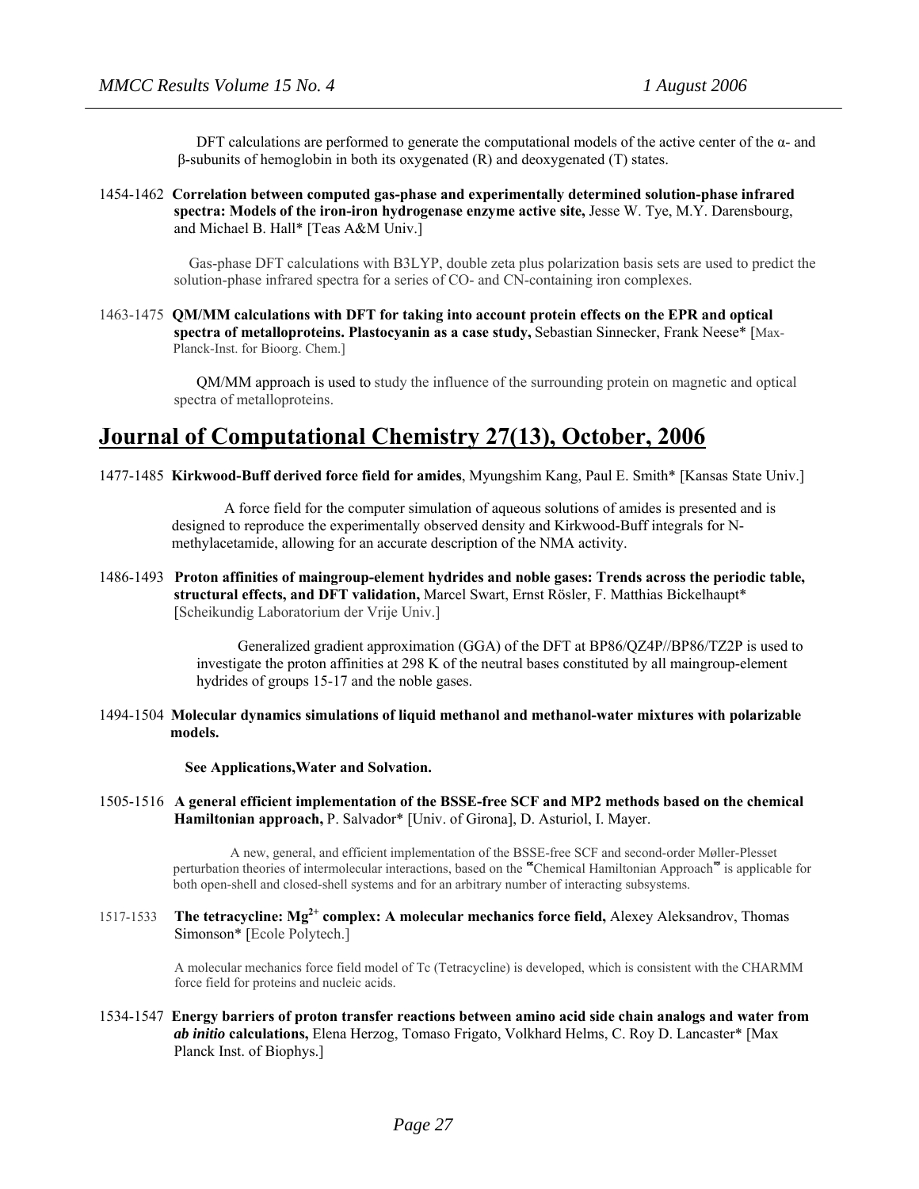DFT calculations are performed to generate the computational models of the active center of the α- and β-subunits of hemoglobin in both its oxygenated (R) and deoxygenated (T) states.

1454-1462 **Correlation between computed gas-phase and experimentally determined solution-phase infrared spectra: Models of the iron-iron hydrogenase enzyme active site,** Jesse W. Tye, M.Y. Darensbourg, and Michael B. Hall* [Teas A&M Univ.]

Gas-phase DFT calculations with B3LYP, double zeta plus polarization basis sets are used to predict the solution-phase infrared spectra for a series of CO- and CN-containing iron complexes.

1463-1475 **QM/MM calculations with DFT for taking into account protein effects on the EPR and optical spectra of metalloproteins. Plastocyanin as a case study,** Sebastian Sinnecker, Frank Neese* [Max-Planck-Inst. for Bioorg. Chem.]

QM/MM approach is used to study the influence of the surrounding protein on magnetic and optical spectra of metalloproteins.

## Journal of Computational Chemistry 27(13), October, 2006

1477-1485 **Kirkwood-Buff derived force field for amides**, Myungshim Kang, Paul E. Smith* [Kansas State Univ.]

A force field for the computer simulation of aqueous solutions of amides is presented and is designed to reproduce the experimentally observed density and Kirkwood-Buff integrals for N-methylacetamide, allowing for an accurate description of the NMA activity.

1486-1493 **Proton affinities of maingroup-element hydrides and noble gases: Trends across the periodic table, structural effects, and DFT validation,** Marcel Swart, Ernst Rösler, F. Matthias Bickelhaupt* [Scheikundig Laboratorium der Vrije Univ.]

Generalized gradient approximation (GGA) of the DFT at BP86/QZ4P//BP86/TZ2P is used to investigate the proton affinities at 298 K of the neutral bases constituted by all maingroup-element hydrides of groups 15-17 and the noble gases.

1494-1504 **Molecular dynamics simulations of liquid methanol and methanol-water mixtures with polarizable models.**

**See Applications,Water and Solvation.**

1505-1516 **A general efficient implementation of the BSSE-free SCF and MP2 methods based on the chemical Hamiltonian approach,** P. Salvador* [Univ. of Girona], D. Asturiol, I. Mayer.

A new, general, and efficient implementation of the BSSE-free SCF and second-order Møller-Plesset perturbation theories of intermolecular interactions, based on the "Chemical Hamiltonian Approach" is applicable for both open-shell and closed-shell systems and for an arbitrary number of interacting subsystems.

1517-1533 **The tetracycline: $Mg^{2+}$ complex: A molecular mechanics force field,** Alexey Aleksandrov, Thomas Simonson* [Ecole Polytech.]

A molecular mechanics force field model of Tc (Tetracycline) is developed, which is consistent with the CHARMM force field for proteins and nucleic acids.

1534-1547 **Energy barriers of proton transfer reactions between amino acid side chain analogs and water from *ab initio* calculations,** Elena Herzog, Tomaso Frigato, Volkhard Helms, C. Roy D. Lancaster* [Max Planck Inst. of Biophys.]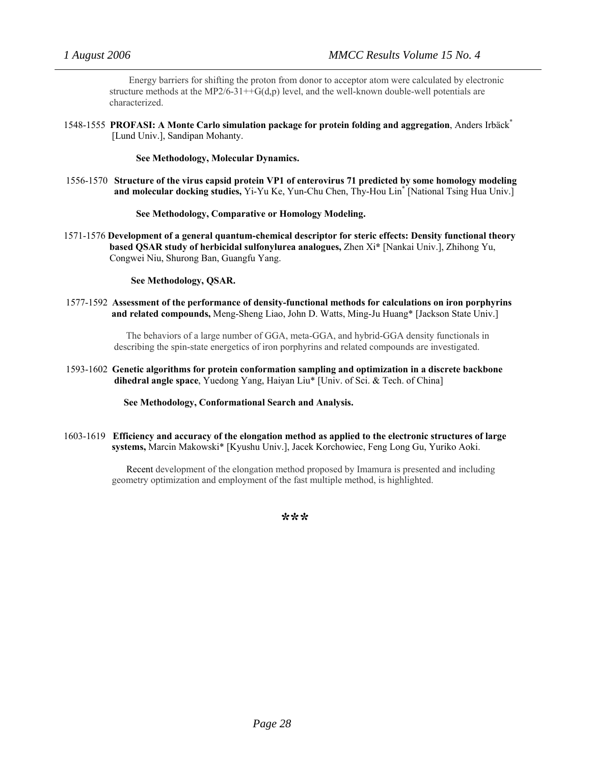Energy barriers for shifting the proton from donor to acceptor atom were calculated by electronic structure methods at the MP2/6-31++G(d,p) level, and the well-known double-well potentials are characterized.

1548-1555 **PROFASI: A Monte Carlo simulation package for protein folding and aggregation**, Anders Irbäck* [Lund Univ.], Sandipan Mohanty.

**See Methodology, Molecular Dynamics.**

1556-1570 **Structure of the virus capsid protein VP1 of enterovirus 71 predicted by some homology modeling and molecular docking studies,** Yi-Yu Ke, Yun-Chu Chen, Thy-Hou Lin* [National Tsing Hua Univ.]

**See Methodology, Comparative or Homology Modeling.**

1571-1576 **Development of a general quantum-chemical descriptor for steric effects: Density functional theory based QSAR study of herbicidal sulfonylurea analogues,** Zhen Xi* [Nankai Univ.], Zhihong Yu, Congwei Niu, Shurong Ban, Guangfu Yang.

**See Methodology, QSAR.**

1577-1592 **Assessment of the performance of density-functional methods for calculations on iron porphyrins and related compounds,** Meng-Sheng Liao, John D. Watts, Ming-Ju Huang* [Jackson State Univ.]

The behaviors of a large number of GGA, meta-GGA, and hybrid-GGA density functionals in describing the spin-state energetics of iron porphyrins and related compounds are investigated.

1593-1602 **Genetic algorithms for protein conformation sampling and optimization in a discrete backbone dihedral angle space**, Yuedong Yang, Haiyan Liu* [Univ. of Sci. & Tech. of China]

**See Methodology, Conformational Search and Analysis.**

1603-1619 **Efficiency and accuracy of the elongation method as applied to the electronic structures of large systems,** Marcin Makowski* [Kyushu Univ.], Jacek Korchowiec, Feng Long Gu, Yuriko Aoki.

Recent development of the elongation method proposed by Imamura is presented and including geometry optimization and employment of the fast multiple method, is highlighted.

***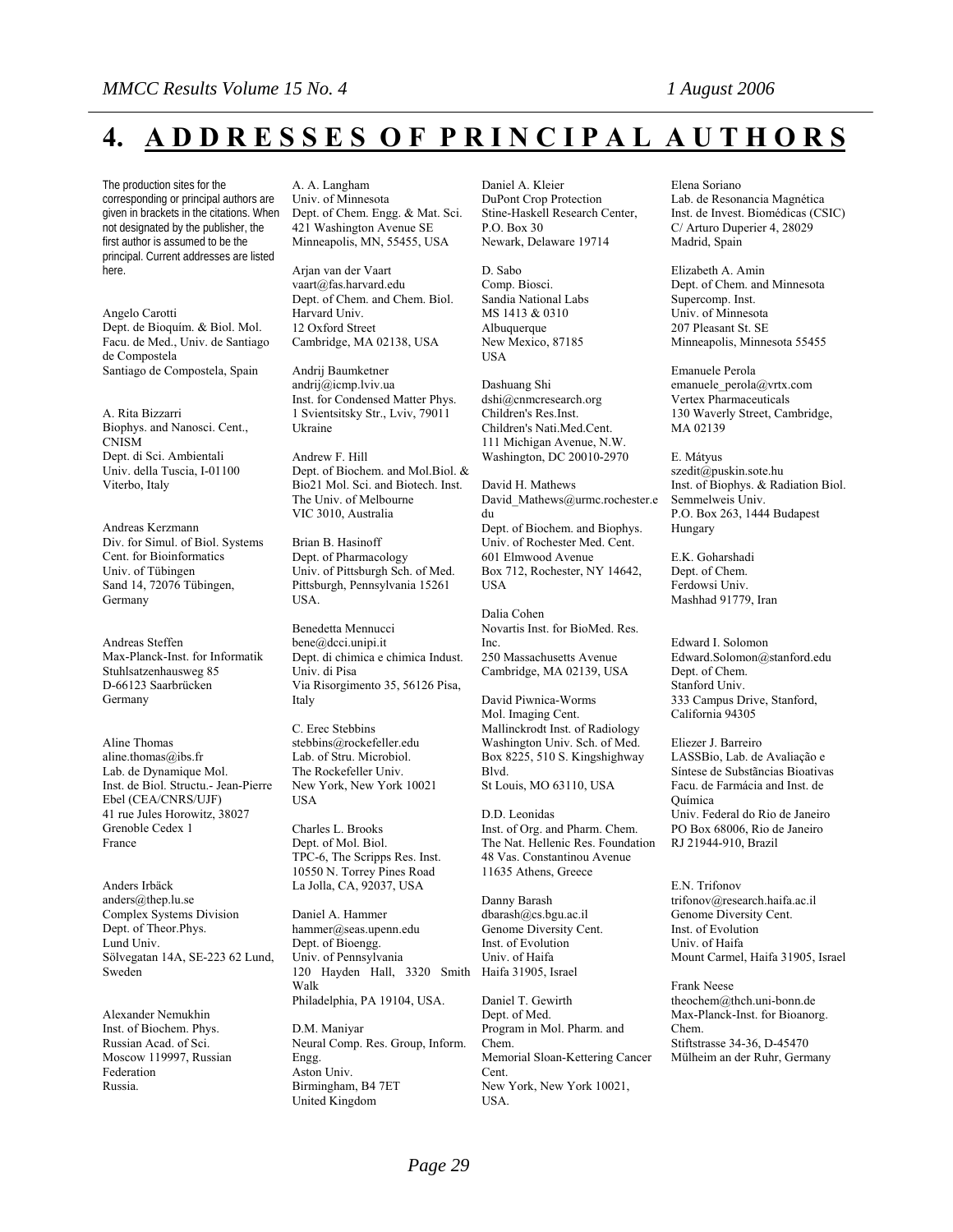# 4. ADDRESSES OF PRINCIPAL AUTHORS

The production sites for the corresponding or principal authors are given in brackets in the citations. When not designated by the publisher, the first author is assumed to be the principal. Current addresses are listed here.

Angelo Carotti
Dept. de Bioquím. & Biol. Mol.
Facu. de Med., Univ. de Santiago de Compostela
Santiago de Compostela, Spain

A. Rita Bizzarri
Biophys. and Nanosci. Cent., CNISM
Dept. di Sci. Ambientali
Univ. della Tuscia, I-01100
Viterbo, Italy

Andreas Kerzmann
Div. for Simul. of Biol. Systems
Cent. for Bioinformatics
Univ. of Tübingen
Sand 14, 72076 Tübingen,
Germany

Andreas Steffen
Max-Planck-Inst. for Informatik
Stuhlsatzenhausweg 85
D-66123 Saarbrücken
Germany

Aline Thomas
aline.thomas@ibs.fr
Lab. de Dynamique Mol.
Inst. de Biol. Structu.- Jean-Pierre Ebel (CEA/CNRS/UJF)
41 rue Jules Horowitz, 38027
Grenoble Cedex 1
France

Anders Irbäck
anders@thep.lu.se
Complex Systems Division
Dept. of Theor.Phys.
Lund Univ.
Sölvegatan 14A, SE-223 62 Lund,
Sweden

Alexander Nemukhin
Inst. of Biochem. Phys.
Russian Acad. of Sci.
Moscow 119997, Russian Federation
Russia.

A. A. Langham
Univ. of Minnesota
Dept. of Chem. Engg. & Mat. Sci.
421 Washington Avenue SE
Minneapolis, MN, 55455, USA

Arjan van der Vaart
vaart@fas.harvard.edu
Dept. of Chem. and Chem. Biol.
Harvard Univ.
12 Oxford Street
Cambridge, MA 02138, USA

Andrij Baumketner
andrij@icmp.lviv.ua
Inst. for Condensed Matter Phys.
1 Svientsitsky Str., Lviv, 79011
Ukraine

Andrew F. Hill
Dept. of Biochem. and Mol.Biol. & Bio21 Mol. Sci. and Biotech. Inst.
The Univ. of Melbourne
VIC 3010, Australia

Brian B. Hasinoff
Dept. of Pharmacology
Univ. of Pittsburgh Sch. of Med.
Pittsburgh, Pennsylvania 15261
USA.

Benedetta Mennucci
bene@dcci.unipi.it
Dept. di chimica e chimica Indust.
Univ. di Pisa
Via Risorgimento 35, 56126 Pisa,
Italy

C. Erec Stebbins
stebbins@rockefeller.edu
Lab. of Stru. Microbiol.
The Rockefeller Univ.
New York, New York 10021
USA

Charles L. Brooks
Dept. of Mol. Biol.
TPC-6, The Scripps Res. Inst.
10550 N. Torrey Pines Road
La Jolla, CA, 92037, USA

Daniel A. Hammer
hammer@seas.upenn.edu
Dept. of Bioengg.
Univ. of Pennsylvania
120 Hayden Hall, 3320 Smith Walk
Philadelphia, PA 19104, USA.

D.M. Maniyar
Neural Comp. Res. Group, Inform. Engg.
Aston Univ.
Birmingham, B4 7ET
United Kingdom

Daniel A. Kleier
DuPont Crop Protection
Stine-Haskell Research Center,
P.O. Box 30
Newark, Delaware 19714

D. Sabo
Comp. Biosci.
Sandia National Labs
MS 1413 & 0310
Albuquerque
New Mexico, 87185
USA

Dashuang Shi
dshi@cnmcresearch.org
Children's Res.Inst.
Children's Nati.Med.Cent.
111 Michigan Avenue, N.W.
Washington, DC 20010-2970

David H. Mathews
David_Mathews@urmc.rochester.edu
Dept. of Biochem. and Biophys.
Univ. of Rochester Med. Cent.
601 Elmwood Avenue
Box 712, Rochester, NY 14642,
USA

Dalia Cohen
Novartis Inst. for BioMed. Res. Inc.
250 Massachusetts Avenue
Cambridge, MA 02139, USA

David Piwnica-Worms
Mol. Imaging Cent.
Mallinckrodt Inst. of Radiology
Washington Univ. Sch. of Med.
Box 8225, 510 S. Kingshighway Blvd.
St Louis, MO 63110, USA

D.D. Leonidas
Inst. of Org. and Pharm. Chem.
The Nat. Hellenic Res. Foundation
48 Vas. Constantinou Avenue
11635 Athens, Greece

Danny Barash
dbarash@cs.bgu.ac.il
Genome Diversity Cent.
Inst. of Evolution
Univ. of Haifa
Haifa 31905, Israel

Daniel T. Gewirth
Dept. of Med.
Program in Mol. Pharm. and Chem.
Memorial Sloan-Kettering Cancer Cent.
New York, New York 10021,
USA.

Elena Soriano
Lab. de Resonancia Magnética
Inst. de Invest. Biomédicas (CSIC)
C/ Arturo Duperier 4, 28029
Madrid, Spain

Elizabeth A. Amin
Dept. of Chem. and Minnesota Supercomp. Inst.
Univ. of Minnesota
207 Pleasant St. SE
Minneapolis, Minnesota 55455

Emanuele Perola
emanuele_perola@vrtx.com
Vertex Pharmaceuticals
130 Waverly Street, Cambridge,
MA 02139

E. Mátyus
szedit@puskin.sote.hu
Inst. of Biophys. & Radiation Biol.
Semmelweis Univ.
P.O. Box 263, 1444 Budapest
Hungary

E.K. Goharshadi
Dept. of Chem.
Ferdowsi Univ.
Mashhad 91779, Iran

Edward I. Solomon
Edward.Solomon@stanford.edu
Dept. of Chem.
Stanford Univ.
333 Campus Drive, Stanford,
California 94305

Eliezer J. Barreiro
LASSBio, Lab. de Avaliação e Síntese de Substâncias Bioativas
Facu. de Farmácia and Inst. de Química
Univ. Federal do Rio de Janeiro
PO Box 68006, Rio de Janeiro
RJ 21944-910, Brazil

E.N. Trifonov
trifonov@research.haifa.ac.il
Genome Diversity Cent.
Inst. of Evolution
Univ. of Haifa
Mount Carmel, Haifa 31905, Israel

Frank Neese
theochem@thch.uni-bonn.de
Max-Planck-Inst. for Bioanorg. Chem.
Stiftstrasse 34-36, D-45470
Mülheim an der Ruhr, Germany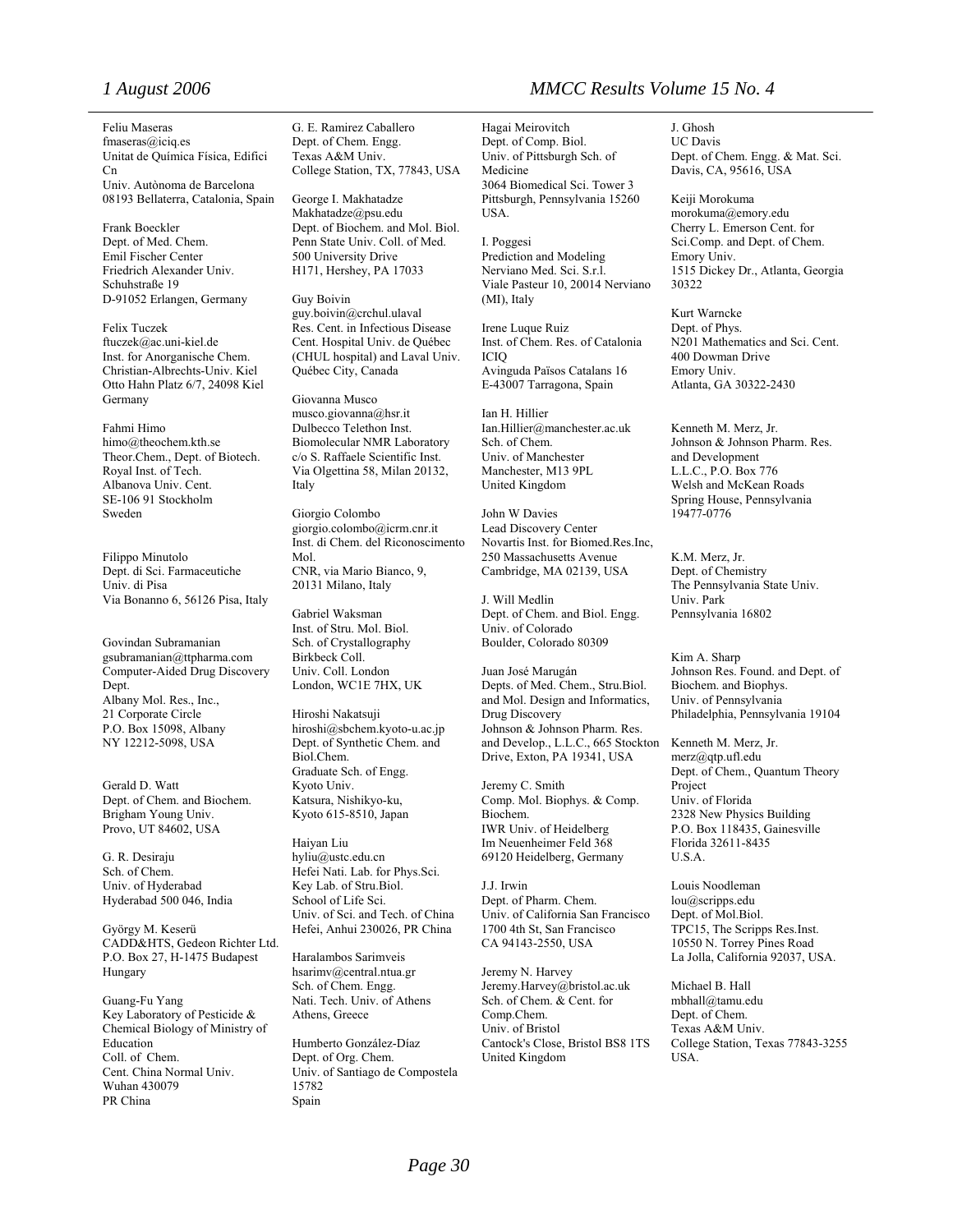Feliu Maseras
fmaseras@iciq.es
Unitat de Química Física, Edifici Cn
Univ. Autònoma de Barcelona
08193 Bellaterra, Catalonia, Spain

Frank Boeckler
Dept. of Med. Chem.
Emil Fischer Center
Friedrich Alexander Univ.
Schuhstraße 19
D-91052 Erlangen, Germany

Felix Tuczek
ftuczek@ac.uni-kiel.de
Inst. for Anorganische Chem.
Christian-Albrechts-Univ. Kiel
Otto Hahn Platz 6/7, 24098 Kiel
Germany

Fahmi Himo
himo@theochem.kth.se
Theor.Chem., Dept. of Biotech.
Royal Inst. of Tech.
Albanova Univ. Cent.
SE-106 91 Stockholm
Sweden

Filippo Minutolo
Dept. di Sci. Farmaceutiche
Univ. di Pisa
Via Bonanno 6, 56126 Pisa, Italy

Govindan Subramanian
gsubramanian@ttpharma.com
Computer-Aided Drug Discovery Dept.
Albany Mol. Res., Inc.,
21 Corporate Circle
P.O. Box 15098, Albany
NY 12212-5098, USA

Gerald D. Watt
Dept. of Chem. and Biochem.
Brigham Young Univ.
Provo, UT 84602, USA

G. R. Desiraju
Sch. of Chem.
Univ. of Hyderabad
Hyderabad 500 046, India

György M. Keserü
CADD&HTS, Gedeon Richter Ltd.
P.O. Box 27, H-1475 Budapest
Hungary

Guang-Fu Yang
Key Laboratory of Pesticide & Chemical Biology of Ministry of Education
Coll. of Chem.
Cent. China Normal Univ.
Wuhan 430079
PR China

G. E. Ramirez Caballero
Dept. of Chem. Engg.
Texas A&M Univ.
College Station, TX, 77843, USA

George I. Makhatadze
Makhatadze@psu.edu
Dept. of Biochem. and Mol. Biol.
Penn State Univ. Coll. of Med.
500 University Drive
H171, Hershey, PA 17033

Guy Boivin
guy.boivin@crchul.ulaval
Res. Cent. in Infectious Disease
Cent. Hospital Univ. de Québec (CHUL hospital) and Laval Univ.
Québec City, Canada

Giovanna Musco
musco.giovanna@hsr.it
Dulbecco Telethon Inst.
Biomolecular NMR Laboratory
c/o S. Raffaele Scientific Inst.
Via Olgettina 58, Milan 20132, Italy

Giorgio Colombo
giorgio.colombo@icrm.cnr.it
Inst. di Chem. del Riconoscimento Mol.
CNR, via Mario Bianco, 9,
20131 Milano, Italy

Gabriel Waksman
Inst. of Stru. Mol. Biol.
Sch. of Crystallography
Birkbeck Coll.
Univ. Coll. London
London, WC1E 7HX, UK

Hiroshi Nakatsuji
hiroshi@sbchem.kyoto-u.ac.jp
Dept. of Synthetic Chem. and Biol.Chem.
Graduate Sch. of Engg.
Kyoto Univ.
Katsura, Nishikyo-ku,
Kyoto 615-8510, Japan

Haiyan Liu
hyliu@ustc.edu.cn
Hefei Nati. Lab. for Phys.Sci.
Key Lab. of Stru.Biol.
School of Life Sci.
Univ. of Sci. and Tech. of China
Hefei, Anhui 230026, PR China

Haralambos Sarimveis
hsarimv@central.ntua.gr
Sch. of Chem. Engg.
Nati. Tech. Univ. of Athens
Athens, Greece

Humberto González-Díaz
Dept. of Org. Chem.
Univ. of Santiago de Compostela
15782
Spain

Hagai Meirovitch
Dept. of Comp. Biol.
Univ. of Pittsburgh Sch. of Medicine
3064 Biomedical Sci. Tower 3
Pittsburgh, Pennsylvania 15260
USA.

I. Poggesi
Prediction and Modeling
Nerviano Med. Sci. S.r.l.
Viale Pasteur 10, 20014 Nerviano (MI), Italy

Irene Luque Ruiz
Inst. of Chem. Res. of Catalonia
ICIQ
Avinguda Països Catalans 16
E-43007 Tarragona, Spain

Ian H. Hillier
Ian.Hillier@manchester.ac.uk
Sch. of Chem.
Univ. of Manchester
Manchester, M13 9PL
United Kingdom

John W Davies
Lead Discovery Center
Novartis Inst. for Biomed.Res.Inc,
250 Massachusetts Avenue
Cambridge, MA 02139, USA

J. Will Medlin
Dept. of Chem. and Biol. Engg.
Univ. of Colorado
Boulder, Colorado 80309

Juan José Marugán
Depts. of Med. Chem., Stru.Biol. and Mol. Design and Informatics, Drug Discovery
Johnson & Johnson Pharm. Res. and Develop., L.L.C., 665 Stockton Drive, Exton, PA 19341, USA

Jeremy C. Smith
Comp. Mol. Biophys. & Comp. Biochem.
IWR Univ. of Heidelberg
Im Neuenheimer Feld 368
69120 Heidelberg, Germany

J.J. Irwin
Dept. of Pharm. Chem.
Univ. of California San Francisco
1700 4th St, San Francisco
CA 94143-2550, USA

Jeremy N. Harvey
Jeremy.Harvey@bristol.ac.uk
Sch. of Chem. & Cent. for Comp.Chem.
Univ. of Bristol
Cantock's Close, Bristol BS8 1TS
United Kingdom

J. Ghosh
UC Davis
Dept. of Chem. Engg. & Mat. Sci.
Davis, CA, 95616, USA

Keiji Morokuma
morokuma@emory.edu
Cherry L. Emerson Cent. for Sci.Comp. and Dept. of Chem.
Emory Univ.
1515 Dickey Dr., Atlanta, Georgia 30322

Kurt Warncke
Dept. of Phys.
N201 Mathematics and Sci. Cent.
400 Dowman Drive
Emory Univ.
Atlanta, GA 30322-2430

Kenneth M. Merz, Jr.
Johnson & Johnson Pharm. Res. and Development
L.L.C., P.O. Box 776
Welsh and McKean Roads
Spring House, Pennsylvania 19477-0776

K.M. Merz, Jr.
Dept. of Chemistry
The Pennsylvania State Univ.
Univ. Park
Pennsylvania 16802

Kim A. Sharp
Johnson Res. Found. and Dept. of Biochem. and Biophys.
Univ. of Pennsylvania
Philadelphia, Pennsylvania 19104

Kenneth M. Merz, Jr.
merz@qtp.ufl.edu
Dept. of Chem., Quantum Theory Project
Univ. of Florida
2328 New Physics Building
P.O. Box 118435, Gainesville
Florida 32611-8435
U.S.A.

Louis Noodleman
lou@scripps.edu
Dept. of Mol.Biol.
TPC15, The Scripps Res.Inst.
10550 N. Torrey Pines Road
La Jolla, California 92037, USA.

Michael B. Hall
mbhall@tamu.edu
Dept. of Chem.
Texas A&M Univ.
College Station, Texas 77843-3255
USA.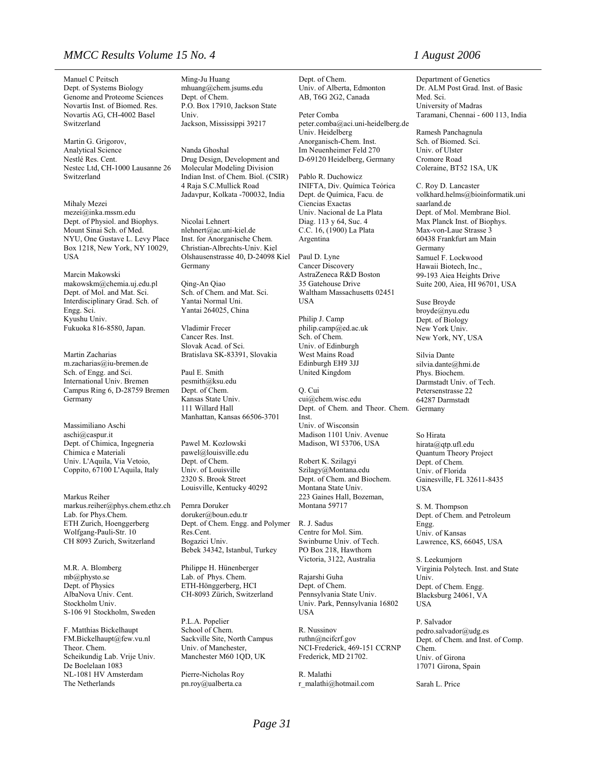Manuel C Peitsch
Dept. of Systems Biology
Genome and Proteome Sciences
Novartis Inst. of Biomed. Res.
Novartis AG, CH-4002 Basel
Switzerland

Martin G. Grigorov,
Analytical Science
Nestlé Res. Cent.
Nestec Ltd, CH-1000 Lausanne 26
Switzerland

Mihaly Mezei
mezei@inka.mssm.edu
Dept. of Physiol. and Biophys.
Mount Sinai Sch. of Med.
NYU, One Gustave L. Levy Place
Box 1218, New York, NY 10029,
USA

Marcin Makowski
makowskm@chemia.uj.edu.pl
Dept. of Mol. and Mat. Sci.
Interdisciplinary Grad. Sch. of
Engg. Sci.
Kyushu Univ.
Fukuoka 816-8580, Japan.

Martin Zacharias
m.zacharias@iu-bremen.de
Sch. of Engg. and Sci.
International Univ. Bremen
Campus Ring 6, D-28759 Bremen
Germany

Massimiliano Aschi
aschi@caspur.it
Dept. of Chimica, Ingegneria
Chimica e Materiali
Univ. L'Aquila, Via Vetoio,
Coppito, 67100 L'Aquila, Italy

Markus Reiher
markus.reiher@phys.chem.ethz.ch
Lab. for Phys.Chem.
ETH Zurich, Hoenggerberg
Wolfgang-Pauli-Str. 10
CH 8093 Zurich, Switzerland

M.R. A. Blomberg
mb@physto.se
Dept. of Physics
AlbaNova Univ. Cent.
Stockholm Univ.
S-106 91 Stockholm, Sweden

F. Matthias Bickelhaupt
FM.Bickelhaupt@few.vu.nl
Theor. Chem.
Scheikundig Lab. Vrije Univ.
De Boelelaan 1083
NL-1081 HV Amsterdam
The Netherlands

Ming-Ju Huang
mhuang@chem.jsums.edu
Dept. of Chem.
P.O. Box 17910, Jackson State
Univ.
Jackson, Mississippi 39217

Nanda Ghoshal
Drug Design, Development and
Molecular Modeling Division
Indian Inst. of Chem. Biol. (CSIR)
4 Raja S.C.Mullick Road
Jadavpur, Kolkata -700032, India

Nicolai Lehnert
nlehnert@ac.uni-kiel.de
Inst. for Anorganische Chem.
Christian-Albrechts-Univ. Kiel
Olshausenstrasse 40, D-24098 Kiel
Germany

Qing-An Qiao
Sch. of Chem. and Mat. Sci.
Yantai Normal Uni.
Yantai 264025, China

Vladimir Frecer
Cancer Res. Inst.
Slovak Acad. of Sci.
Bratislava SK-83391, Slovakia

Paul E. Smith
pesmith@ksu.edu
Dept. of Chem.
Kansas State Univ.
111 Willard Hall
Manhattan, Kansas 66506-3701

Pawel M. Kozlowski
pawel@louisville.edu
Dept. of Chem.
Univ. of Louisville
2320 S. Brook Street
Louisville, Kentucky 40292

Pemra Doruker
doruker@boun.edu.tr
Dept. of Chem. Engg. and Polymer
Res.Cent.
Bogazici Univ.
Bebek 34342, Istanbul, Turkey

Philippe H. Hünenberger
Lab. of Phys. Chem.
ETH-Hönggerberg, HCI
CH-8093 Zürich, Switzerland

P.L.A. Popelier
School of Chem.
Sackville Site, North Campus
Univ. of Manchester,
Manchester M60 1QD, UK

Pierre-Nicholas Roy
pn.roy@ualberta.ca
Dept. of Chem.
Univ. of Alberta, Edmonton
AB, T6G 2G2, Canada

Peter Comba
peter.comba@aci.uni-heidelberg.de
Univ. Heidelberg
Anorganisch-Chem. Inst.
Im Neuenheimer Feld 270
D-69120 Heidelberg, Germany

Pablo R. Duchowicz
INIFTA, Div. Química Teórica
Dept. de Química, Facu. de
Ciencias Exactas
Univ. Nacional de La Plata
Diag. 113 y 64, Suc. 4
C.C. 16, (1900) La Plata
Argentina

Paul D. Lyne
Cancer Discovery
AstraZeneca R&D Boston
35 Gatehouse Drive
Waltham Massachusetts 02451
USA

Philip J. Camp
philip.camp@ed.ac.uk
Sch. of Chem.
Univ. of Edinburgh
West Mains Road
Edinburgh EH9 3JJ
United Kingdom

Q. Cui
cui@chem.wisc.edu
Dept. of Chem. and Theor. Chem.
Inst.
Univ. of Wisconsin
Madison 1101 Univ. Avenue
Madison, WI 53706, USA

Robert K. Szilagyi
Szilagy@Montana.edu
Dept. of Chem. and Biochem.
Montana State Univ.
223 Gaines Hall, Bozeman,
Montana 59717

R. J. Sadus
Centre for Mol. Sim.
Swinburne Univ. of Tech.
PO Box 218, Hawthorn
Victoria, 3122, Australia

Rajarshi Guha
Dept. of Chem.
Pennsylvania State Univ.
Univ. Park, Pennsylvania 16802
USA

R. Nussinov
ruthn@ncifcrf.gov
NCI-Frederick, 469-151 CCRNP
Frederick, MD 21702.

R. Malathi
r_malathi@hotmail.com
Department of Genetics
Dr. ALM Post Grad. Inst. of Basic
Med. Sci.
University of Madras
Taramani, Chennai - 600 113, India

Ramesh Panchagnula
Sch. of Biomed. Sci.
Univ. of Ulster
Cromore Road
Coleraine, BT52 1SA, UK

C. Roy D. Lancaster
volkhard.helms@bioinformatik.uni
saarland.de
Dept. of Mol. Membrane Biol.
Max Planck Inst. of Biophys.
Max-von-Laue Strasse 3
60438 Frankfurt am Main
Germany

Samuel F. Lockwood
Hawaii Biotech, Inc.,
99-193 Aiea Heights Drive
Suite 200, Aiea, HI 96701, USA

Suse Broyde
broyde@nyu.edu
Dept. of Biology
New York Univ.
New York, NY, USA

Silvia Dante
silvia.dante@hmi.de
Phys. Biochem.
Darmstadt Univ. of Tech.
Petersenstrasse 22
64287 Darmstadt
Germany

So Hirata
hirata@qtp.ufl.edu
Quantum Theory Project
Dept. of Chem.
Univ. of Florida
Gainesville, FL 32611-8435
USA

S. M. Thompson
Dept. of Chem. and Petroleum
Engg.
Univ. of Kansas
Lawrence, KS, 66045, USA

S. Leekumjorn
Virginia Polytech. Inst. and State
Univ.
Dept. of Chem. Engg.
Blacksburg 24061, VA
USA

P. Salvador
pedro.salvador@udg.es
Dept. of Chem. and Inst. of Comp.
Chem.
Univ. of Girona
17071 Girona, Spain

Sarah L. Price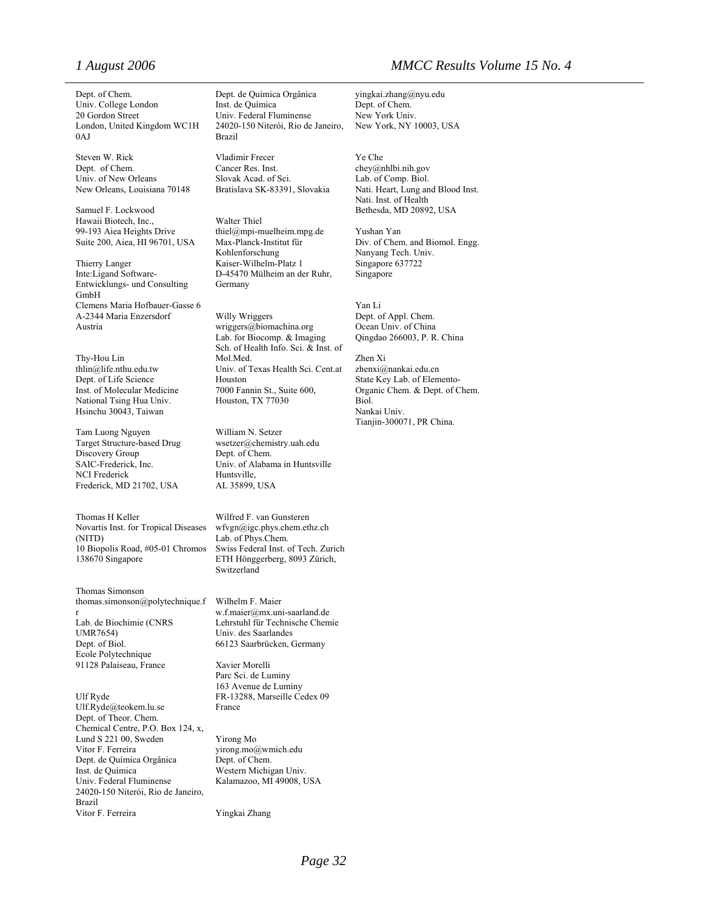Dept. of Chem.
Univ. College London
20 Gordon Street
London, United Kingdom WC1H 0AJ

Steven W. Rick
Dept. of Chem.
Univ. of New Orleans
New Orleans, Louisiana 70148

Samuel F. Lockwood
Hawaii Biotech, Inc.,
99-193 Aiea Heights Drive
Suite 200, Aiea, HI 96701, USA

Thierry Langer
Inte:Ligand Software-Entwicklungs- und Consulting GmbH
Clemens Maria Hofbauer-Gasse 6
A-2344 Maria Enzersdorf
Austria

Thy-Hou Lin
thlin@life.nthu.edu.tw
Dept. of Life Science
Inst. of Molecular Medicine
National Tsing Hua Univ.
Hsinchu 30043, Taiwan

Tam Luong Nguyen
Target Structure-based Drug Discovery Group
SAIC-Frederick, Inc.
NCI Frederick
Frederick, MD 21702, USA

Thomas H Keller
Novartis Inst. for Tropical Diseases (NITD)
10 Biopolis Road, #05-01 Chromos
138670 Singapore

Thomas Simonson
thomas.simonson@polytechnique.fr
Lab. de Biochimie (CNRS UMR7654)
Dept. of Biol.
Ecole Polytechnique
91128 Palaiseau, France

Ulf Ryde
Ulf.Ryde@teokem.lu.se
Dept. of Theor. Chem.
Chemical Centre, P.O. Box 124, x,
Lund S 221 00, Sweden

Vitor F. Ferreira
Dept. de Química Orgânica
Inst. de Química
Univ. Federal Fluminense
24020-150 Niterói, Rio de Janeiro, Brazil

Vitor F. Ferreira
Dept. de Química Orgânica
Inst. de Química
Univ. Federal Fluminense
24020-150 Niterói, Rio de Janeiro, Brazil

Vladimir Frecer
Cancer Res. Inst.
Slovak Acad. of Sci.
Bratislava SK-83391, Slovakia

Walter Thiel
thiel@mpi-muelheim.mpg.de
Max-Planck-Institut für Kohlenforschung
Kaiser-Wilhelm-Platz 1
D-45470 Mülheim an der Ruhr, Germany

Willy Wriggers
wriggers@biomachina.org
Lab. for Biocomp. & Imaging
Sch. of Health Info. Sci. & Inst. of Mol.Med.
Univ. of Texas Health Sci. Cent.at Houston
7000 Fannin St., Suite 600,
Houston, TX 77030

William N. Setzer
wsetzer@chemistry.uah.edu
Dept. of Chem.
Univ. of Alabama in Huntsville
Huntsville,
AL 35899, USA

Wilfred F. van Gunsteren
wfvgn@igc.phys.chem.ethz.ch
Lab. of Phys.Chem.
Swiss Federal Inst. of Tech. Zurich
ETH Hönggerberg, 8093 Zürich, Switzerland

Wilhelm F. Maier
w.f.maier@mx.uni-saarland.de
Lehrstuhl für Technische Chemie
Univ. des Saarlandes
66123 Saarbrücken, Germany

Xavier Morelli
Parc Sci. de Luminy
163 Avenue de Luminy
FR-13288, Marseille Cedex 09
France

Yirong Mo
yirong.mo@wmich.edu
Dept. of Chem.
Western Michigan Univ.
Kalamazoo, MI 49008, USA

Yingkai Zhang
yingkai.zhang@nyu.edu
Dept. of Chem.
New York Univ.
New York, NY 10003, USA

Ye Che
chey@nhlbi.nih.gov
Lab. of Comp. Biol.
Nati. Heart, Lung and Blood Inst.
Nati. Inst. of Health
Bethesda, MD 20892, USA

Yushan Yan
Div. of Chem. and Biomol. Engg.
Nanyang Tech. Univ.
Singapore 637722
Singapore

Yan Li
Dept. of Appl. Chem.
Ocean Univ. of China
Qingdao 266003, P. R. China

Zhen Xi
zhenxi@nankai.edu.cn
State Key Lab. of Elemento-Organic Chem. & Dept. of Chem. Biol.
Nankai Univ.
Tianjin-300071, PR China.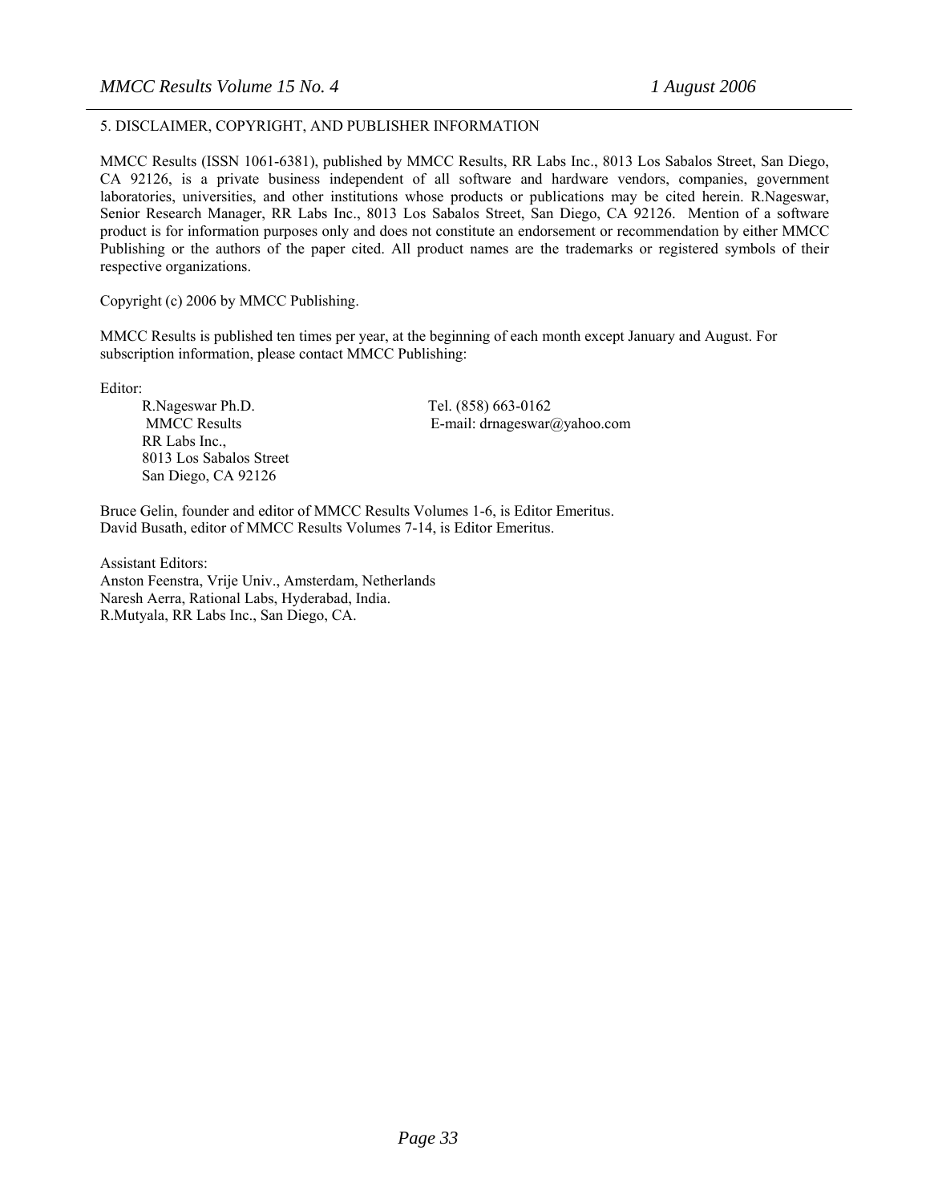## 5. DISCLAIMER, COPYRIGHT, AND PUBLISHER INFORMATION

MMCC Results (ISSN 1061-6381), published by MMCC Results, RR Labs Inc., 8013 Los Sabalos Street, San Diego, CA 92126, is a private business independent of all software and hardware vendors, companies, government laboratories, universities, and other institutions whose products or publications may be cited herein. R.Nageswar, Senior Research Manager, RR Labs Inc., 8013 Los Sabalos Street, San Diego, CA 92126. Mention of a software product is for information purposes only and does not constitute an endorsement or recommendation by either MMCC Publishing or the authors of the paper cited. All product names are the trademarks or registered symbols of their respective organizations.

Copyright (c) 2006 by MMCC Publishing.

MMCC Results is published ten times per year, at the beginning of each month except January and August. For subscription information, please contact MMCC Publishing:

Editor:

R.Nageswar Ph.D.
MMCC Results
RR Labs Inc.,
8013 Los Sabalos Street
San Diego, CA 92126

Tel. (858) 663-0162
E-mail: drnageswar@yahoo.com

Bruce Gelin, founder and editor of MMCC Results Volumes 1-6, is Editor Emeritus.
David Busath, editor of MMCC Results Volumes 7-14, is Editor Emeritus.

Assistant Editors:
Anston Feenstra, Vrije Univ., Amsterdam, Netherlands
Naresh Aerra, Rational Labs, Hyderabad, India.
R.Mutyala, RR Labs Inc., San Diego, CA.